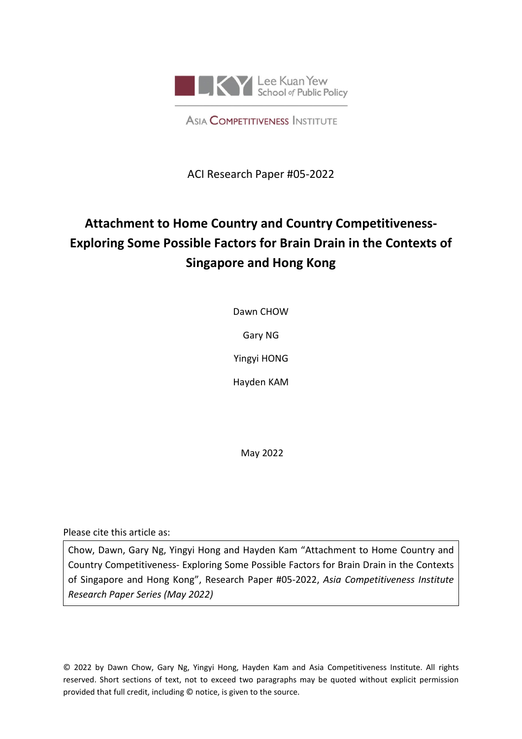Lee Kuan Yew School of Public Policy

ASIA COMPETITIVENESS INSTITUTE

ACI Research Paper #05-2022

# Attachment to Home Country and Country Competitiveness- Exploring Some Possible Factors for Brain Drain in the Contexts of Singapore and Hong Kong

Dawn CHOW

Gary NG

Yingyi HONG

Hayden KAM

May 2022

Please cite this article as:

Chow, Dawn, Gary Ng, Yingyi Hong and Hayden Kam "Attachment to Home Country and Country Competitiveness- Exploring Some Possible Factors for Brain Drain in the Contexts of Singapore and Hong Kong", Research Paper #05-2022, *Asia Competitiveness Institute Research Paper Series (May 2022)*

© 2022 by Dawn Chow, Gary Ng, Yingyi Hong, Hayden Kam and Asia Competitiveness Institute. All rights reserved. Short sections of text, not to exceed two paragraphs may be quoted without explicit permission provided that full credit, including © notice, is given to the source.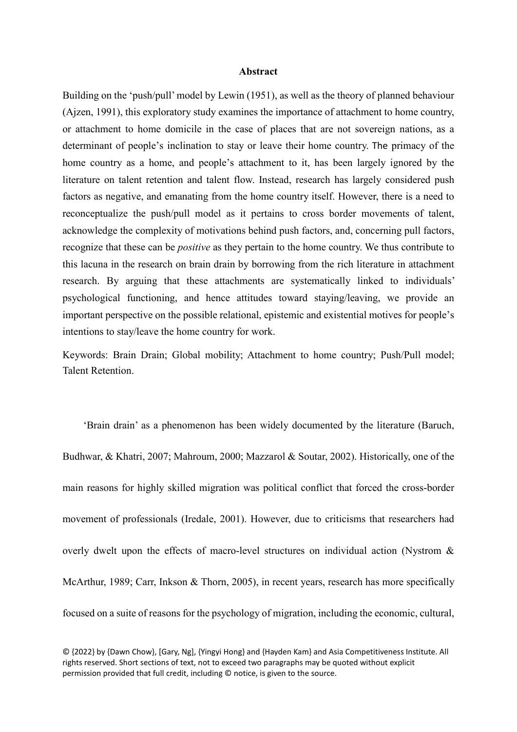**Abstract**

Building on the 'push/pull' model by Lewin (1951), as well as the theory of planned behaviour (Ajzen, 1991), this exploratory study examines the importance of attachment to home country, or attachment to home domicile in the case of places that are not sovereign nations, as a determinant of people's inclination to stay or leave their home country. The primacy of the home country as a home, and people's attachment to it, has been largely ignored by the literature on talent retention and talent flow. Instead, research has largely considered push factors as negative, and emanating from the home country itself. However, there is a need to reconceptualize the push/pull model as it pertains to cross border movements of talent, acknowledge the complexity of motivations behind push factors, and, concerning pull factors, recognize that these can be *positive* as they pertain to the home country. We thus contribute to this lacuna in the research on brain drain by borrowing from the rich literature in attachment research. By arguing that these attachments are systematically linked to individuals' psychological functioning, and hence attitudes toward staying/leaving, we provide an important perspective on the possible relational, epistemic and existential motives for people's intentions to stay/leave the home country for work.

Keywords: Brain Drain; Global mobility; Attachment to home country; Push/Pull model; Talent Retention.

'Brain drain' as a phenomenon has been widely documented by the literature (Baruch, Budhwar, & Khatri, 2007; Mahroum, 2000; Mazzarol & Soutar, 2002). Historically, one of the main reasons for highly skilled migration was political conflict that forced the cross-border movement of professionals (Iredale, 2001). However, due to criticisms that researchers had overly dwelt upon the effects of macro-level structures on individual action (Nystrom & McArthur, 1989; Carr, Inkson & Thorn, 2005), in recent years, research has more specifically focused on a suite of reasons for the psychology of migration, including the economic, cultural,

© {2022} by {Dawn Chow}, [Gary, Ng], {Yingyi Hong} and {Hayden Kam} and Asia Competitiveness Institute. All rights reserved. Short sections of text, not to exceed two paragraphs may be quoted without explicit permission provided that full credit, including © notice, is given to the source.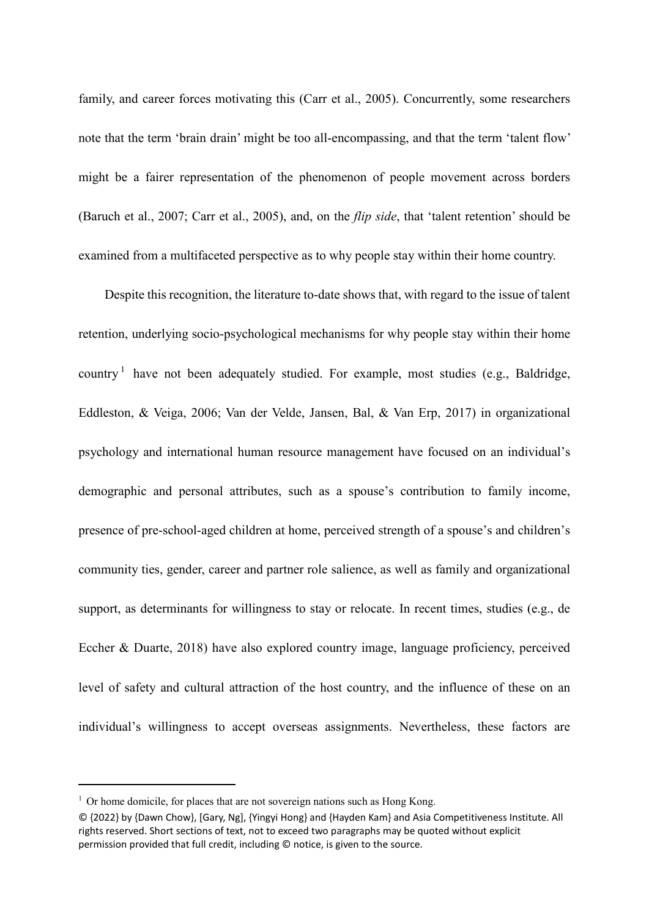family, and career forces motivating this (Carr et al., 2005). Concurrently, some researchers note that the term 'brain drain' might be too all-encompassing, and that the term 'talent flow' might be a fairer representation of the phenomenon of people movement across borders (Baruch et al., 2007; Carr et al., 2005), and, on the *flip side*, that 'talent retention' should be examined from a multifaceted perspective as to why people stay within their home country.

Despite this recognition, the literature to-date shows that, with regard to the issue of talent retention, underlying socio-psychological mechanisms for why people stay within their home country[1] have not been adequately studied. For example, most studies (e.g., Baldridge, Eddleston, & Veiga, 2006; Van der Velde, Jansen, Bal, & Van Erp, 2017) in organizational psychology and international human resource management have focused on an individual's demographic and personal attributes, such as a spouse's contribution to family income, presence of pre-school-aged children at home, perceived strength of a spouse's and children's community ties, gender, career and partner role salience, as well as family and organizational support, as determinants for willingness to stay or relocate. In recent times, studies (e.g., de Eccher & Duarte, 2018) have also explored country image, language proficiency, perceived level of safety and cultural attraction of the host country, and the influence of these on an individual's willingness to accept overseas assignments. Nevertheless, these factors are

---

[1] Or home domicile, for places that are not sovereign nations such as Hong Kong.

© {2022} by {Dawn Chow}, [Gary, Ng], {Yingyi Hong} and {Hayden Kam} and Asia Competitiveness Institute. All rights reserved. Short sections of text, not to exceed two paragraphs may be quoted without explicit permission provided that full credit, including © notice, is given to the source.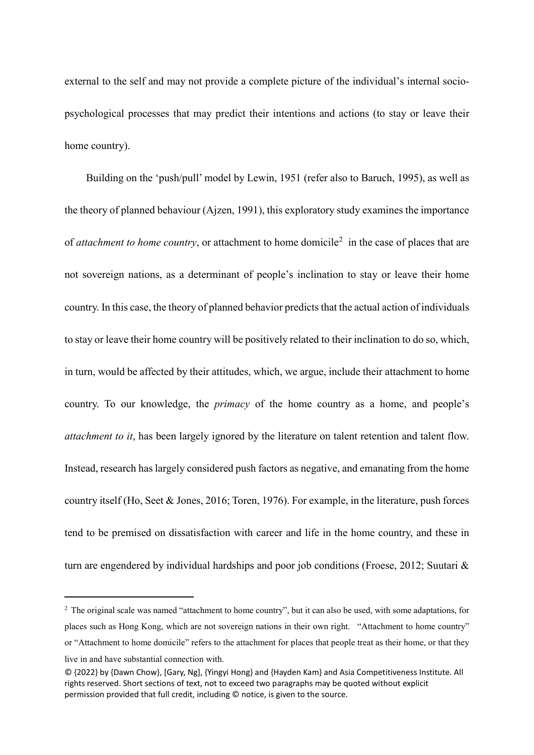external to the self and may not provide a complete picture of the individual's internal socio-psychological processes that may predict their intentions and actions (to stay or leave their home country).

Building on the 'push/pull' model by Lewin, 1951 (refer also to Baruch, 1995), as well as the theory of planned behaviour (Ajzen, 1991), this exploratory study examines the importance of *attachment to home country*, or attachment to home domicile[2] in the case of places that are not sovereign nations, as a determinant of people's inclination to stay or leave their home country. In this case, the theory of planned behavior predicts that the actual action of individuals to stay or leave their home country will be positively related to their inclination to do so, which, in turn, would be affected by their attitudes, which, we argue, include their attachment to home country. To our knowledge, the *primacy* of the home country as a home, and people's *attachment to it*, has been largely ignored by the literature on talent retention and talent flow. Instead, research has largely considered push factors as negative, and emanating from the home country itself (Ho, Seet & Jones, 2016; Toren, 1976). For example, in the literature, push forces tend to be premised on dissatisfaction with career and life in the home country, and these in turn are engendered by individual hardships and poor job conditions (Froese, 2012; Suutari &

---

[2] The original scale was named "attachment to home country", but it can also be used, with some adaptations, for places such as Hong Kong, which are not sovereign nations in their own right. "Attachment to home country" or "Attachment to home domicile" refers to the attachment for places that people treat as their home, or that they live in and have substantial connection with.

© {2022} by {Dawn Chow}, [Gary, Ng], {Yingyi Hong} and {Hayden Kam} and Asia Competitiveness Institute. All rights reserved. Short sections of text, not to exceed two paragraphs may be quoted without explicit permission provided that full credit, including © notice, is given to the source.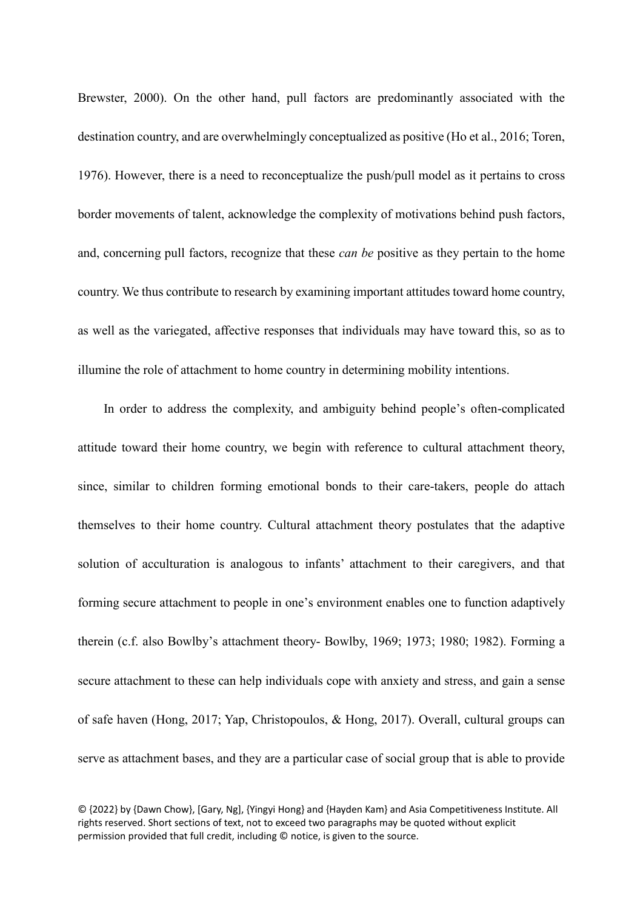Brewster, 2000). On the other hand, pull factors are predominantly associated with the destination country, and are overwhelmingly conceptualized as positive (Ho et al., 2016; Toren, 1976). However, there is a need to reconceptualize the push/pull model as it pertains to cross border movements of talent, acknowledge the complexity of motivations behind push factors, and, concerning pull factors, recognize that these *can be* positive as they pertain to the home country. We thus contribute to research by examining important attitudes toward home country, as well as the variegated, affective responses that individuals may have toward this, so as to illumine the role of attachment to home country in determining mobility intentions.

In order to address the complexity, and ambiguity behind people's often-complicated attitude toward their home country, we begin with reference to cultural attachment theory, since, similar to children forming emotional bonds to their care-takers, people do attach themselves to their home country. Cultural attachment theory postulates that the adaptive solution of acculturation is analogous to infants' attachment to their caregivers, and that forming secure attachment to people in one's environment enables one to function adaptively therein (c.f. also Bowlby's attachment theory- Bowlby, 1969; 1973; 1980; 1982). Forming a secure attachment to these can help individuals cope with anxiety and stress, and gain a sense of safe haven (Hong, 2017; Yap, Christopoulos, & Hong, 2017). Overall, cultural groups can serve as attachment bases, and they are a particular case of social group that is able to provide

© {2022} by {Dawn Chow}, [Gary, Ng], {Yingyi Hong} and {Hayden Kam} and Asia Competitiveness Institute. All rights reserved. Short sections of text, not to exceed two paragraphs may be quoted without explicit permission provided that full credit, including © notice, is given to the source.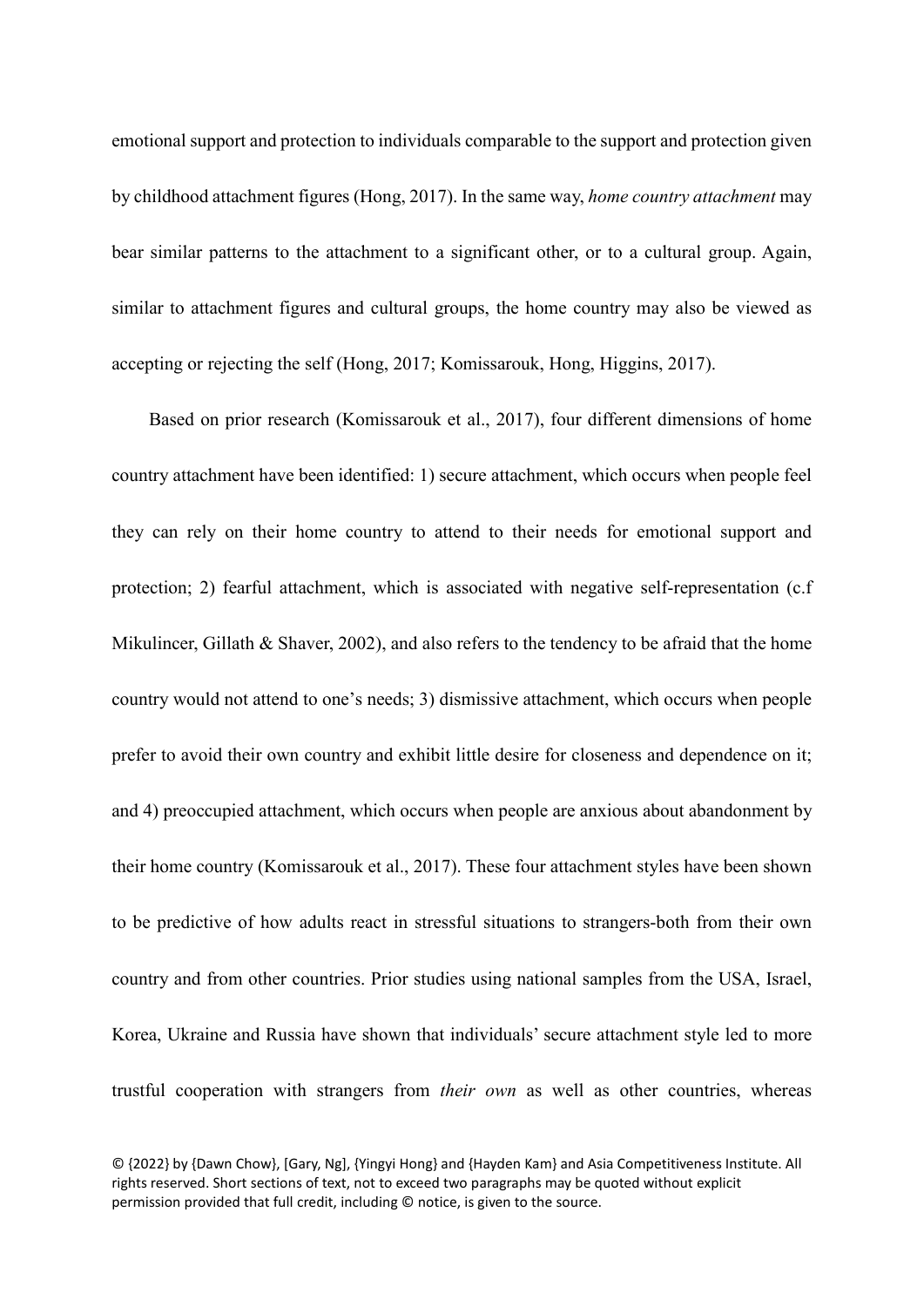emotional support and protection to individuals comparable to the support and protection given by childhood attachment figures (Hong, 2017). In the same way, *home country attachment* may bear similar patterns to the attachment to a significant other, or to a cultural group. Again, similar to attachment figures and cultural groups, the home country may also be viewed as accepting or rejecting the self (Hong, 2017; Komissarouk, Hong, Higgins, 2017).

Based on prior research (Komissarouk et al., 2017), four different dimensions of home country attachment have been identified: 1) secure attachment, which occurs when people feel they can rely on their home country to attend to their needs for emotional support and protection; 2) fearful attachment, which is associated with negative self-representation (c.f Mikulincer, Gillath & Shaver, 2002), and also refers to the tendency to be afraid that the home country would not attend to one's needs; 3) dismissive attachment, which occurs when people prefer to avoid their own country and exhibit little desire for closeness and dependence on it; and 4) preoccupied attachment, which occurs when people are anxious about abandonment by their home country (Komissarouk et al., 2017). These four attachment styles have been shown to be predictive of how adults react in stressful situations to strangers-both from their own country and from other countries. Prior studies using national samples from the USA, Israel, Korea, Ukraine and Russia have shown that individuals' secure attachment style led to more trustful cooperation with strangers from *their own* as well as other countries, whereas

© {2022} by {Dawn Chow}, [Gary, Ng], {Yingyi Hong} and {Hayden Kam} and Asia Competitiveness Institute. All rights reserved. Short sections of text, not to exceed two paragraphs may be quoted without explicit permission provided that full credit, including © notice, is given to the source.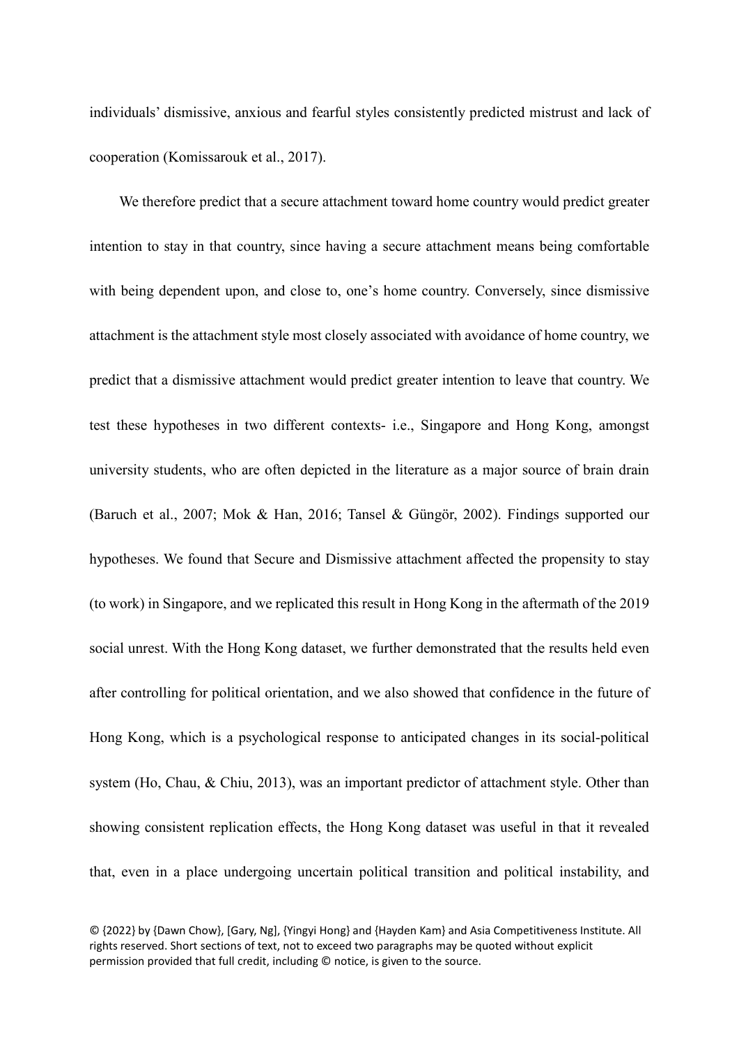individuals' dismissive, anxious and fearful styles consistently predicted mistrust and lack of cooperation (Komissarouk et al., 2017).

We therefore predict that a secure attachment toward home country would predict greater intention to stay in that country, since having a secure attachment means being comfortable with being dependent upon, and close to, one's home country. Conversely, since dismissive attachment is the attachment style most closely associated with avoidance of home country, we predict that a dismissive attachment would predict greater intention to leave that country. We test these hypotheses in two different contexts- i.e., Singapore and Hong Kong, amongst university students, who are often depicted in the literature as a major source of brain drain (Baruch et al., 2007; Mok & Han, 2016; Tansel & Güngör, 2002). Findings supported our hypotheses. We found that Secure and Dismissive attachment affected the propensity to stay (to work) in Singapore, and we replicated this result in Hong Kong in the aftermath of the 2019 social unrest. With the Hong Kong dataset, we further demonstrated that the results held even after controlling for political orientation, and we also showed that confidence in the future of Hong Kong, which is a psychological response to anticipated changes in its social-political system (Ho, Chau, & Chiu, 2013), was an important predictor of attachment style. Other than showing consistent replication effects, the Hong Kong dataset was useful in that it revealed that, even in a place undergoing uncertain political transition and political instability, and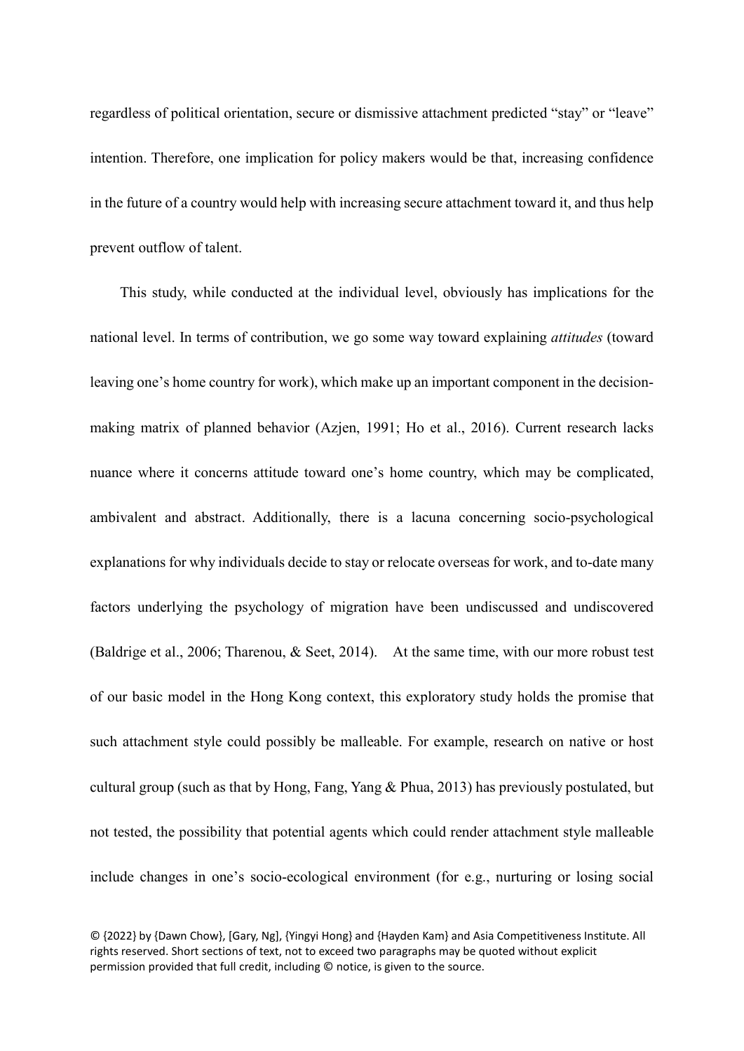regardless of political orientation, secure or dismissive attachment predicted "stay" or "leave" intention. Therefore, one implication for policy makers would be that, increasing confidence in the future of a country would help with increasing secure attachment toward it, and thus help prevent outflow of talent.

This study, while conducted at the individual level, obviously has implications for the national level. In terms of contribution, we go some way toward explaining *attitudes* (toward leaving one's home country for work), which make up an important component in the decision-making matrix of planned behavior (Azjen, 1991; Ho et al., 2016). Current research lacks nuance where it concerns attitude toward one's home country, which may be complicated, ambivalent and abstract. Additionally, there is a lacuna concerning socio-psychological explanations for why individuals decide to stay or relocate overseas for work, and to-date many factors underlying the psychology of migration have been undiscussed and undiscovered (Baldrige et al., 2006; Tharenou, & Seet, 2014). At the same time, with our more robust test of our basic model in the Hong Kong context, this exploratory study holds the promise that such attachment style could possibly be malleable. For example, research on native or host cultural group (such as that by Hong, Fang, Yang & Phua, 2013) has previously postulated, but not tested, the possibility that potential agents which could render attachment style malleable include changes in one's socio-ecological environment (for e.g., nurturing or losing social

© {2022} by {Dawn Chow}, [Gary, Ng], {Yingyi Hong} and {Hayden Kam} and Asia Competitiveness Institute. All rights reserved. Short sections of text, not to exceed two paragraphs may be quoted without explicit permission provided that full credit, including © notice, is given to the source.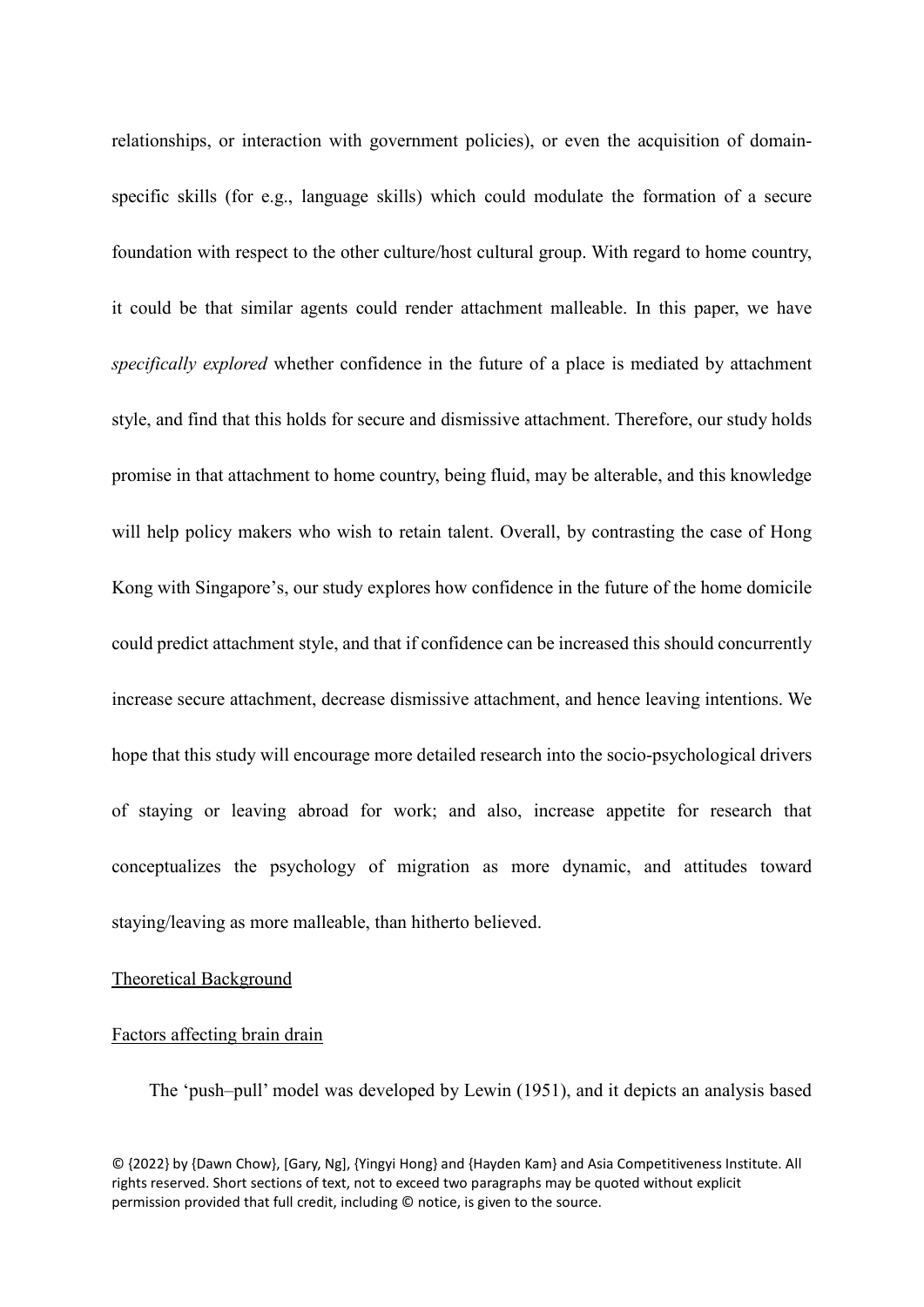relationships, or interaction with government policies), or even the acquisition of domain-specific skills (for e.g., language skills) which could modulate the formation of a secure foundation with respect to the other culture/host cultural group. With regard to home country, it could be that similar agents could render attachment malleable. In this paper, we have *specifically explored* whether confidence in the future of a place is mediated by attachment style, and find that this holds for secure and dismissive attachment. Therefore, our study holds promise in that attachment to home country, being fluid, may be alterable, and this knowledge will help policy makers who wish to retain talent. Overall, by contrasting the case of Hong Kong with Singapore's, our study explores how confidence in the future of the home domicile could predict attachment style, and that if confidence can be increased this should concurrently increase secure attachment, decrease dismissive attachment, and hence leaving intentions. We hope that this study will encourage more detailed research into the socio-psychological drivers of staying or leaving abroad for work; and also, increase appetite for research that conceptualizes the psychology of migration as more dynamic, and attitudes toward staying/leaving as more malleable, than hitherto believed.

## Theoretical Background

### Factors affecting brain drain

The 'push–pull' model was developed by Lewin (1951), and it depicts an analysis based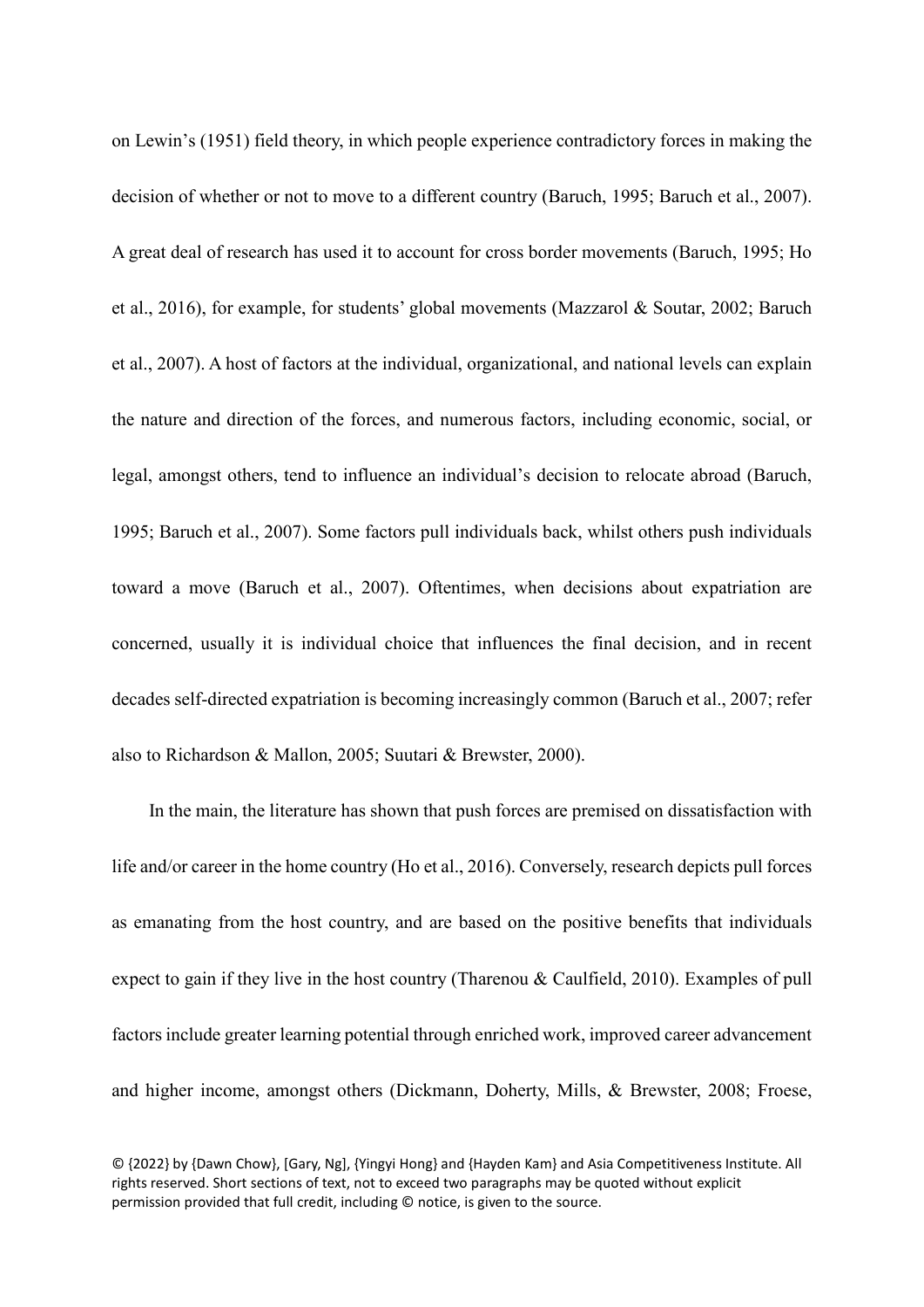on Lewin's (1951) field theory, in which people experience contradictory forces in making the decision of whether or not to move to a different country (Baruch, 1995; Baruch et al., 2007). A great deal of research has used it to account for cross border movements (Baruch, 1995; Ho et al., 2016), for example, for students' global movements (Mazzarol & Soutar, 2002; Baruch et al., 2007). A host of factors at the individual, organizational, and national levels can explain the nature and direction of the forces, and numerous factors, including economic, social, or legal, amongst others, tend to influence an individual's decision to relocate abroad (Baruch, 1995; Baruch et al., 2007). Some factors pull individuals back, whilst others push individuals toward a move (Baruch et al., 2007). Oftentimes, when decisions about expatriation are concerned, usually it is individual choice that influences the final decision, and in recent decades self-directed expatriation is becoming increasingly common (Baruch et al., 2007; refer also to Richardson & Mallon, 2005; Suutari & Brewster, 2000).

In the main, the literature has shown that push forces are premised on dissatisfaction with life and/or career in the home country (Ho et al., 2016). Conversely, research depicts pull forces as emanating from the host country, and are based on the positive benefits that individuals expect to gain if they live in the host country (Tharenou & Caulfield, 2010). Examples of pull factors include greater learning potential through enriched work, improved career advancement and higher income, amongst others (Dickmann, Doherty, Mills, & Brewster, 2008; Froese,

© {2022} by {Dawn Chow}, [Gary, Ng], {Yingyi Hong} and {Hayden Kam} and Asia Competitiveness Institute. All rights reserved. Short sections of text, not to exceed two paragraphs may be quoted without explicit permission provided that full credit, including © notice, is given to the source.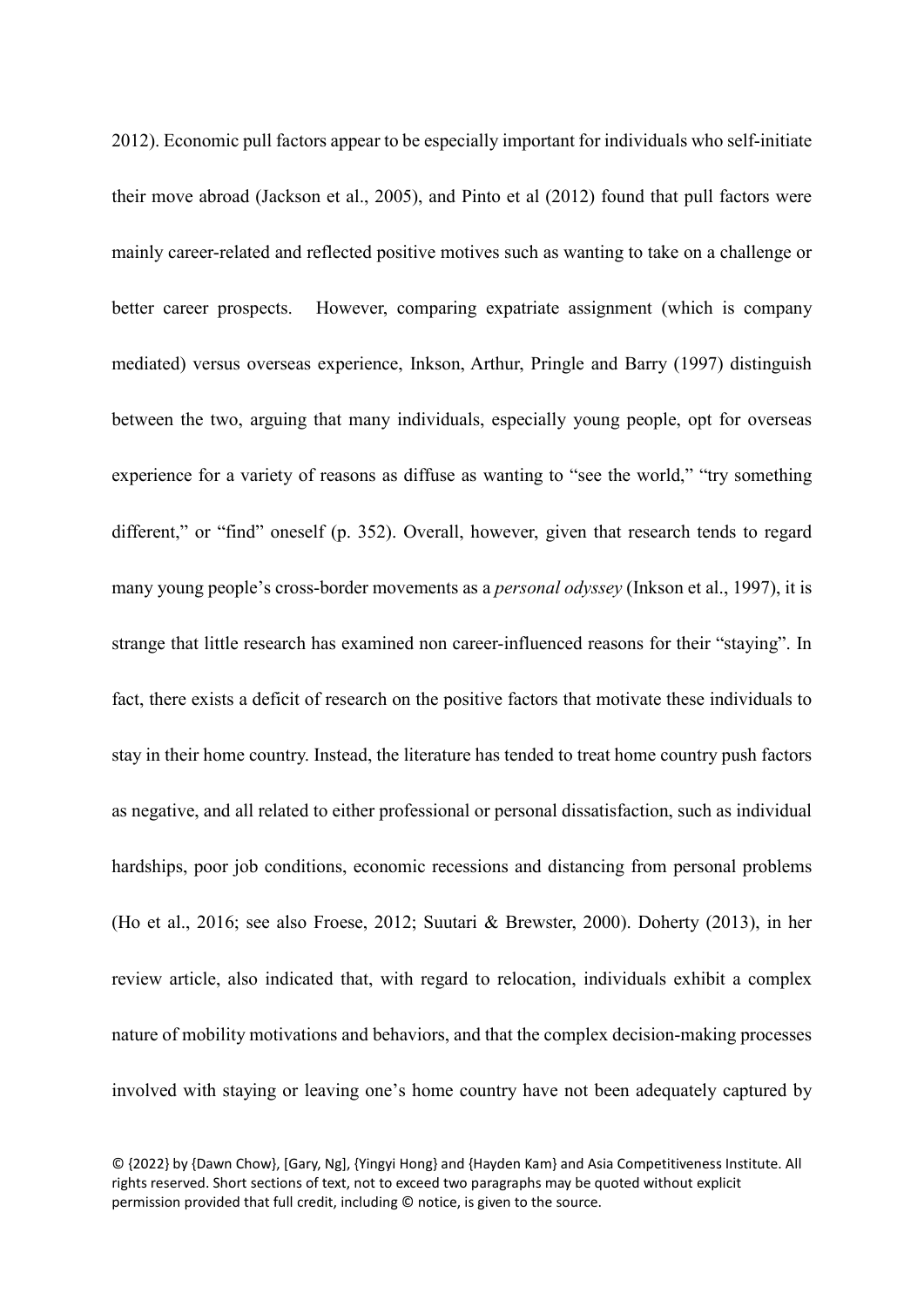2012). Economic pull factors appear to be especially important for individuals who self-initiate their move abroad (Jackson et al., 2005), and Pinto et al (2012) found that pull factors were mainly career-related and reflected positive motives such as wanting to take on a challenge or better career prospects. However, comparing expatriate assignment (which is company mediated) versus overseas experience, Inkson, Arthur, Pringle and Barry (1997) distinguish between the two, arguing that many individuals, especially young people, opt for overseas experience for a variety of reasons as diffuse as wanting to "see the world," "try something different," or "find" oneself (p. 352). Overall, however, given that research tends to regard many young people's cross-border movements as a *personal odyssey* (Inkson et al., 1997), it is strange that little research has examined non career-influenced reasons for their "staying". In fact, there exists a deficit of research on the positive factors that motivate these individuals to stay in their home country. Instead, the literature has tended to treat home country push factors as negative, and all related to either professional or personal dissatisfaction, such as individual hardships, poor job conditions, economic recessions and distancing from personal problems (Ho et al., 2016; see also Froese, 2012; Suutari & Brewster, 2000). Doherty (2013), in her review article, also indicated that, with regard to relocation, individuals exhibit a complex nature of mobility motivations and behaviors, and that the complex decision-making processes involved with staying or leaving one's home country have not been adequately captured by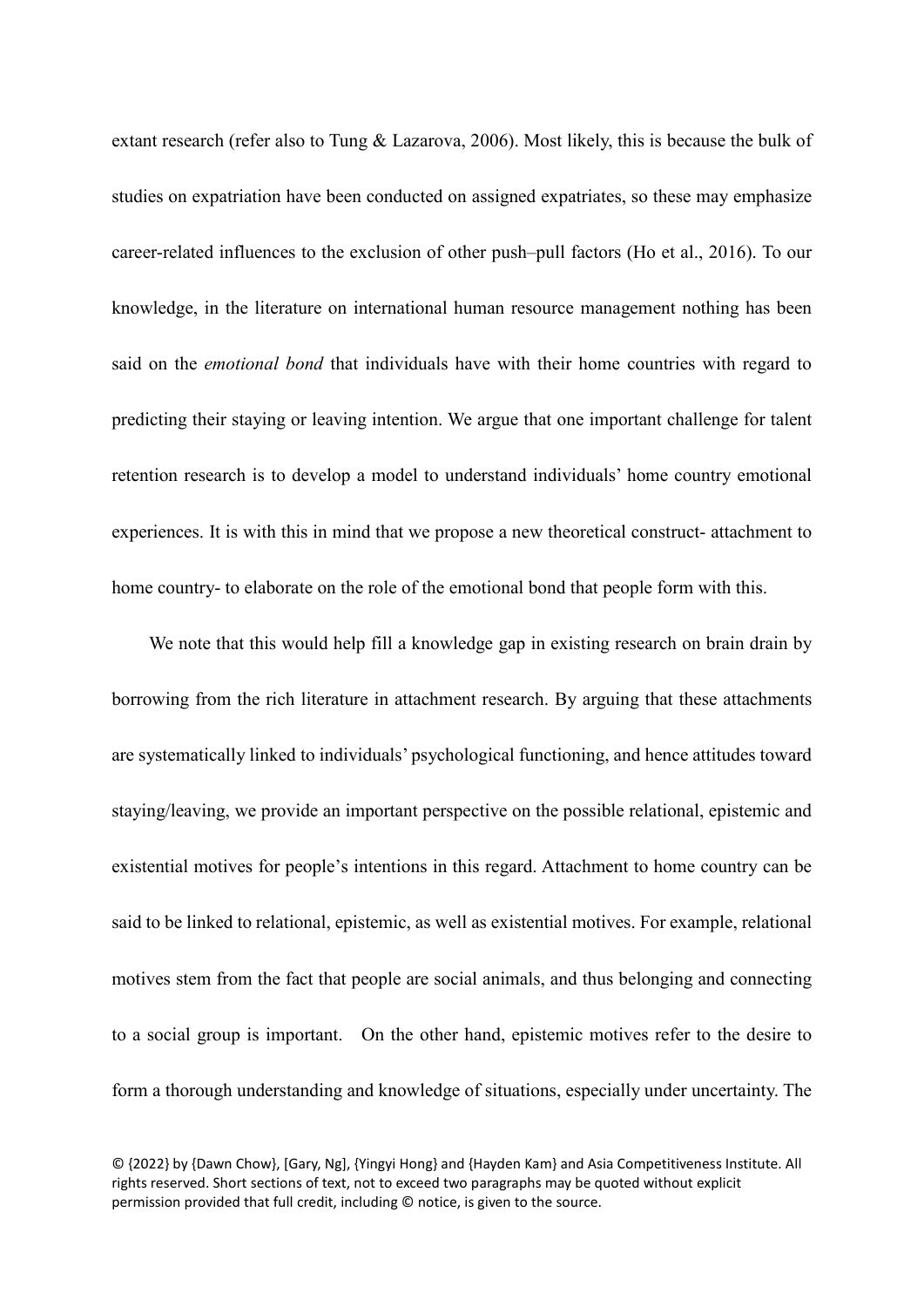extant research (refer also to Tung & Lazarova, 2006). Most likely, this is because the bulk of studies on expatriation have been conducted on assigned expatriates, so these may emphasize career-related influences to the exclusion of other push–pull factors (Ho et al., 2016). To our knowledge, in the literature on international human resource management nothing has been said on the *emotional bond* that individuals have with their home countries with regard to predicting their staying or leaving intention. We argue that one important challenge for talent retention research is to develop a model to understand individuals' home country emotional experiences. It is with this in mind that we propose a new theoretical construct- attachment to home country- to elaborate on the role of the emotional bond that people form with this.

We note that this would help fill a knowledge gap in existing research on brain drain by borrowing from the rich literature in attachment research. By arguing that these attachments are systematically linked to individuals' psychological functioning, and hence attitudes toward staying/leaving, we provide an important perspective on the possible relational, epistemic and existential motives for people's intentions in this regard. Attachment to home country can be said to be linked to relational, epistemic, as well as existential motives. For example, relational motives stem from the fact that people are social animals, and thus belonging and connecting to a social group is important. On the other hand, epistemic motives refer to the desire to form a thorough understanding and knowledge of situations, especially under uncertainty. The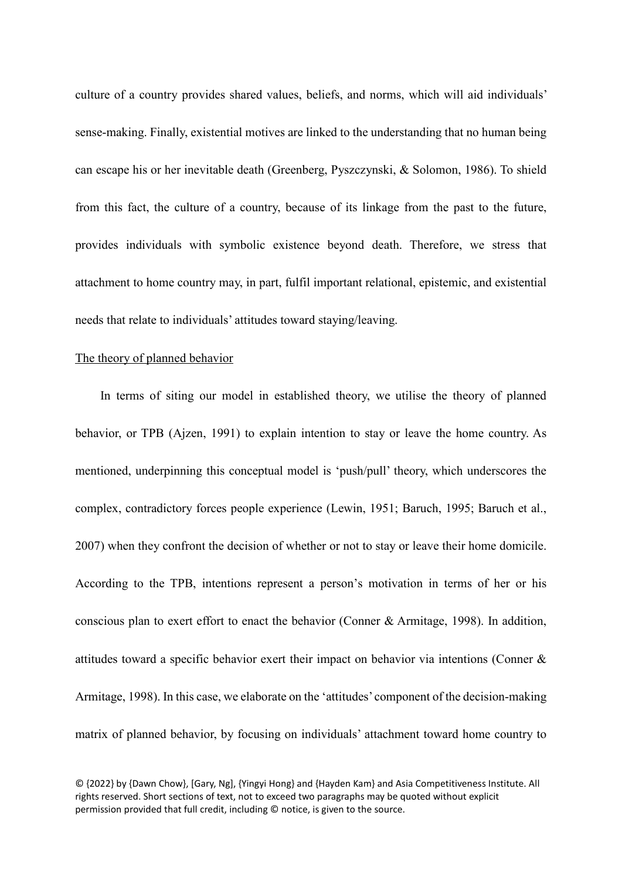culture of a country provides shared values, beliefs, and norms, which will aid individuals' sense-making. Finally, existential motives are linked to the understanding that no human being can escape his or her inevitable death (Greenberg, Pyszczynski, & Solomon, 1986). To shield from this fact, the culture of a country, because of its linkage from the past to the future, provides individuals with symbolic existence beyond death. Therefore, we stress that attachment to home country may, in part, fulfil important relational, epistemic, and existential needs that relate to individuals' attitudes toward staying/leaving.

### The theory of planned behavior

In terms of siting our model in established theory, we utilise the theory of planned behavior, or TPB (Ajzen, 1991) to explain intention to stay or leave the home country. As mentioned, underpinning this conceptual model is 'push/pull' theory, which underscores the complex, contradictory forces people experience (Lewin, 1951; Baruch, 1995; Baruch et al., 2007) when they confront the decision of whether or not to stay or leave their home domicile. According to the TPB, intentions represent a person's motivation in terms of her or his conscious plan to exert effort to enact the behavior (Conner & Armitage, 1998). In addition, attitudes toward a specific behavior exert their impact on behavior via intentions (Conner & Armitage, 1998). In this case, we elaborate on the 'attitudes' component of the decision-making matrix of planned behavior, by focusing on individuals' attachment toward home country to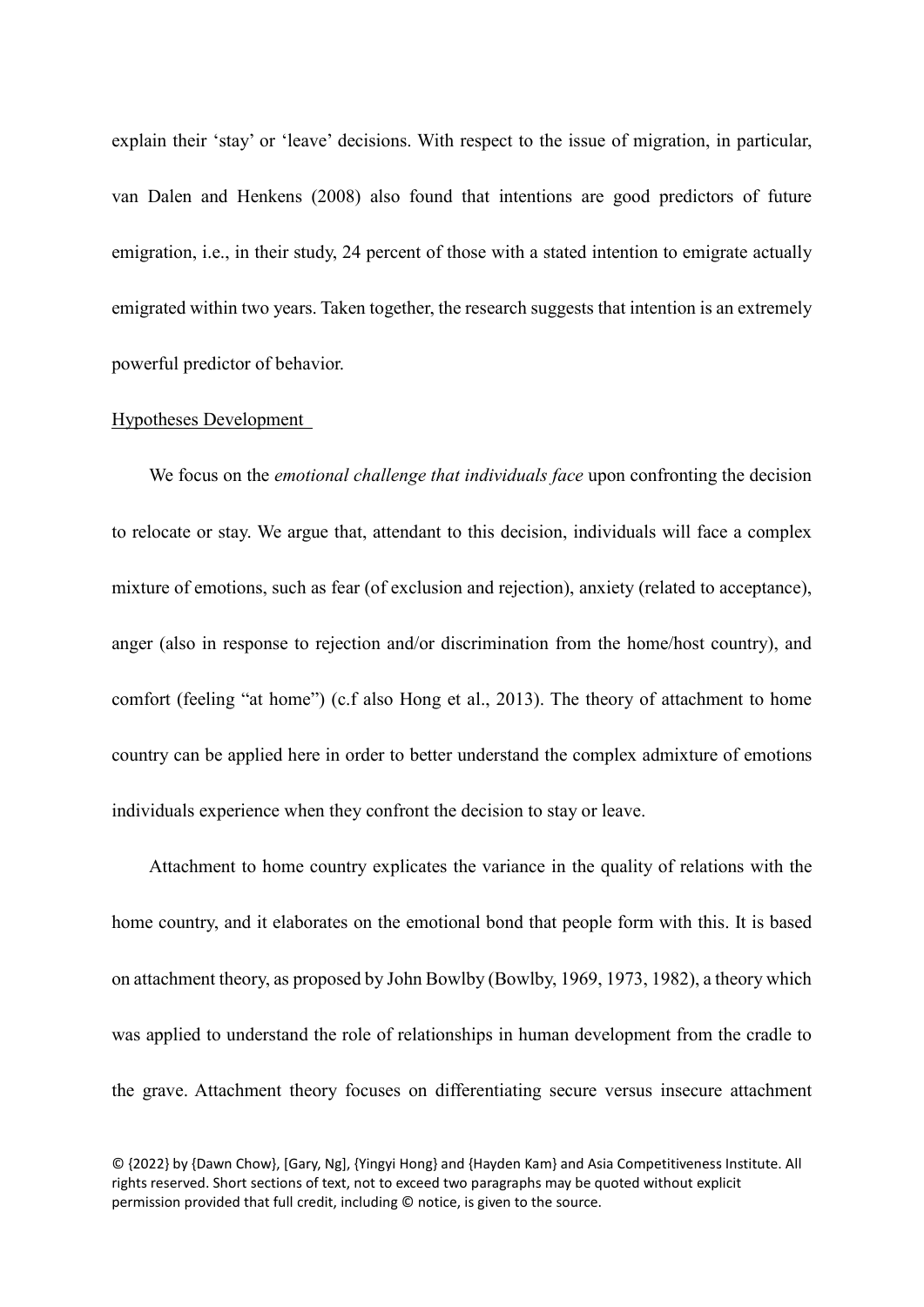explain their 'stay' or 'leave' decisions. With respect to the issue of migration, in particular, van Dalen and Henkens (2008) also found that intentions are good predictors of future emigration, i.e., in their study, 24 percent of those with a stated intention to emigrate actually emigrated within two years. Taken together, the research suggests that intention is an extremely powerful predictor of behavior.

## Hypotheses Development

We focus on the *emotional challenge that individuals face* upon confronting the decision to relocate or stay. We argue that, attendant to this decision, individuals will face a complex mixture of emotions, such as fear (of exclusion and rejection), anxiety (related to acceptance), anger (also in response to rejection and/or discrimination from the home/host country), and comfort (feeling "at home") (c.f also Hong et al., 2013). The theory of attachment to home country can be applied here in order to better understand the complex admixture of emotions individuals experience when they confront the decision to stay or leave.

Attachment to home country explicates the variance in the quality of relations with the home country, and it elaborates on the emotional bond that people form with this. It is based on attachment theory, as proposed by John Bowlby (Bowlby, 1969, 1973, 1982), a theory which was applied to understand the role of relationships in human development from the cradle to the grave. Attachment theory focuses on differentiating secure versus insecure attachment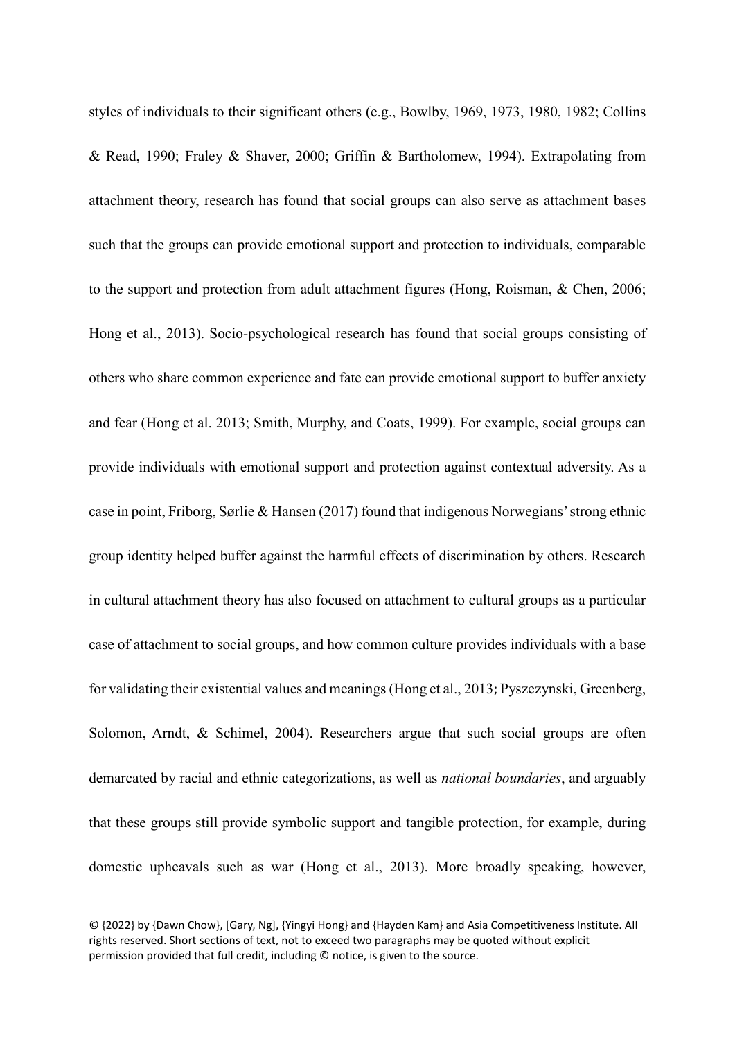styles of individuals to their significant others (e.g., Bowlby, 1969, 1973, 1980, 1982; Collins & Read, 1990; Fraley & Shaver, 2000; Griffin & Bartholomew, 1994). Extrapolating from attachment theory, research has found that social groups can also serve as attachment bases such that the groups can provide emotional support and protection to individuals, comparable to the support and protection from adult attachment figures (Hong, Roisman, & Chen, 2006; Hong et al., 2013). Socio-psychological research has found that social groups consisting of others who share common experience and fate can provide emotional support to buffer anxiety and fear (Hong et al. 2013; Smith, Murphy, and Coats, 1999). For example, social groups can provide individuals with emotional support and protection against contextual adversity. As a case in point, Friborg, Sørlie & Hansen (2017) found that indigenous Norwegians' strong ethnic group identity helped buffer against the harmful effects of discrimination by others. Research in cultural attachment theory has also focused on attachment to cultural groups as a particular case of attachment to social groups, and how common culture provides individuals with a base for validating their existential values and meanings (Hong et al., 2013; Pyszezynski, Greenberg, Solomon, Arndt, & Schimel, 2004). Researchers argue that such social groups are often demarcated by racial and ethnic categorizations, as well as *national boundaries*, and arguably that these groups still provide symbolic support and tangible protection, for example, during domestic upheavals such as war (Hong et al., 2013). More broadly speaking, however,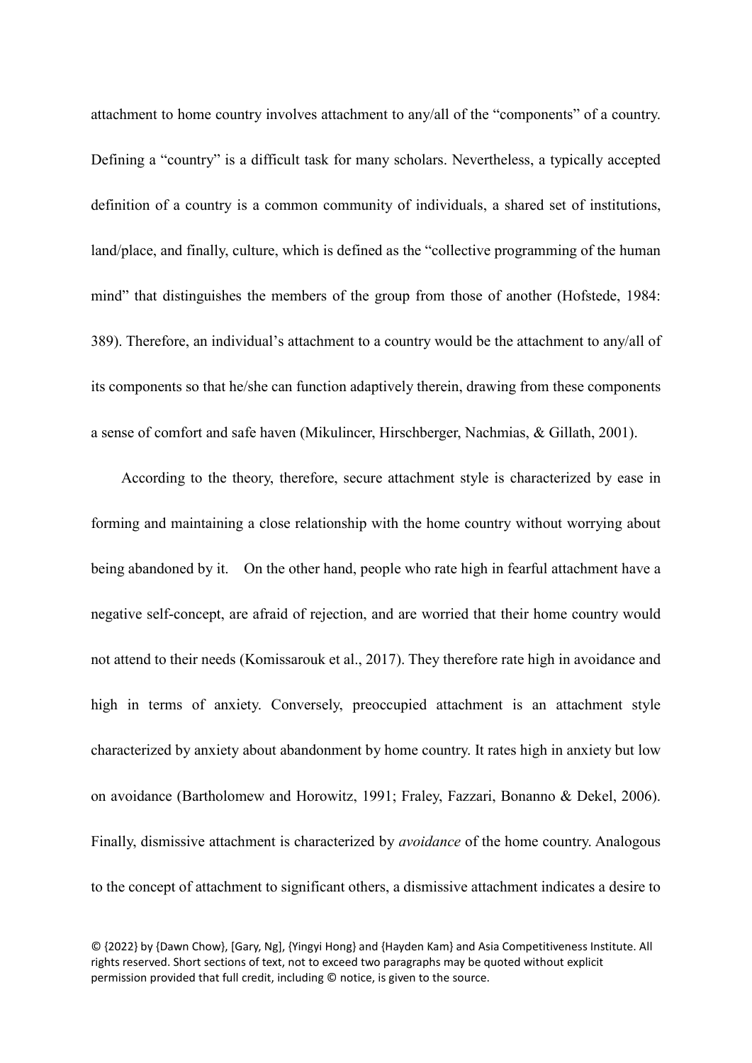attachment to home country involves attachment to any/all of the "components" of a country. Defining a "country" is a difficult task for many scholars. Nevertheless, a typically accepted definition of a country is a common community of individuals, a shared set of institutions, land/place, and finally, culture, which is defined as the "collective programming of the human mind" that distinguishes the members of the group from those of another (Hofstede, 1984: 389). Therefore, an individual's attachment to a country would be the attachment to any/all of its components so that he/she can function adaptively therein, drawing from these components a sense of comfort and safe haven (Mikulincer, Hirschberger, Nachmias, & Gillath, 2001).

According to the theory, therefore, secure attachment style is characterized by ease in forming and maintaining a close relationship with the home country without worrying about being abandoned by it. On the other hand, people who rate high in fearful attachment have a negative self-concept, are afraid of rejection, and are worried that their home country would not attend to their needs (Komissarouk et al., 2017). They therefore rate high in avoidance and high in terms of anxiety. Conversely, preoccupied attachment is an attachment style characterized by anxiety about abandonment by home country. It rates high in anxiety but low on avoidance (Bartholomew and Horowitz, 1991; Fraley, Fazzari, Bonanno & Dekel, 2006). Finally, dismissive attachment is characterized by *avoidance* of the home country. Analogous to the concept of attachment to significant others, a dismissive attachment indicates a desire to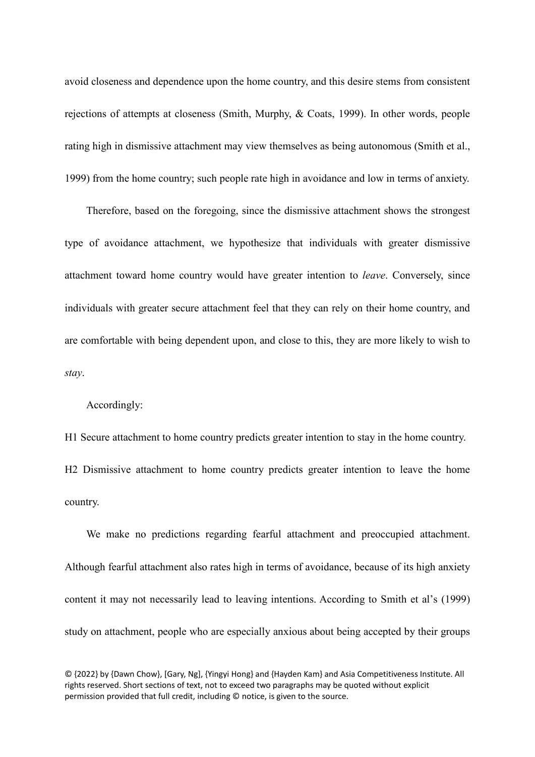avoid closeness and dependence upon the home country, and this desire stems from consistent rejections of attempts at closeness (Smith, Murphy, & Coats, 1999). In other words, people rating high in dismissive attachment may view themselves as being autonomous (Smith et al., 1999) from the home country; such people rate high in avoidance and low in terms of anxiety.

Therefore, based on the foregoing, since the dismissive attachment shows the strongest type of avoidance attachment, we hypothesize that individuals with greater dismissive attachment toward home country would have greater intention to *leave*. Conversely, since individuals with greater secure attachment feel that they can rely on their home country, and are comfortable with being dependent upon, and close to this, they are more likely to wish to *stay*.

Accordingly:

H1 Secure attachment to home country predicts greater intention to stay in the home country.

H2 Dismissive attachment to home country predicts greater intention to leave the home country.

We make no predictions regarding fearful attachment and preoccupied attachment. Although fearful attachment also rates high in terms of avoidance, because of its high anxiety content it may not necessarily lead to leaving intentions. According to Smith et al's (1999) study on attachment, people who are especially anxious about being accepted by their groups

© {2022} by {Dawn Chow}, [Gary, Ng], {Yingyi Hong} and {Hayden Kam} and Asia Competitiveness Institute. All rights reserved. Short sections of text, not to exceed two paragraphs may be quoted without explicit permission provided that full credit, including © notice, is given to the source.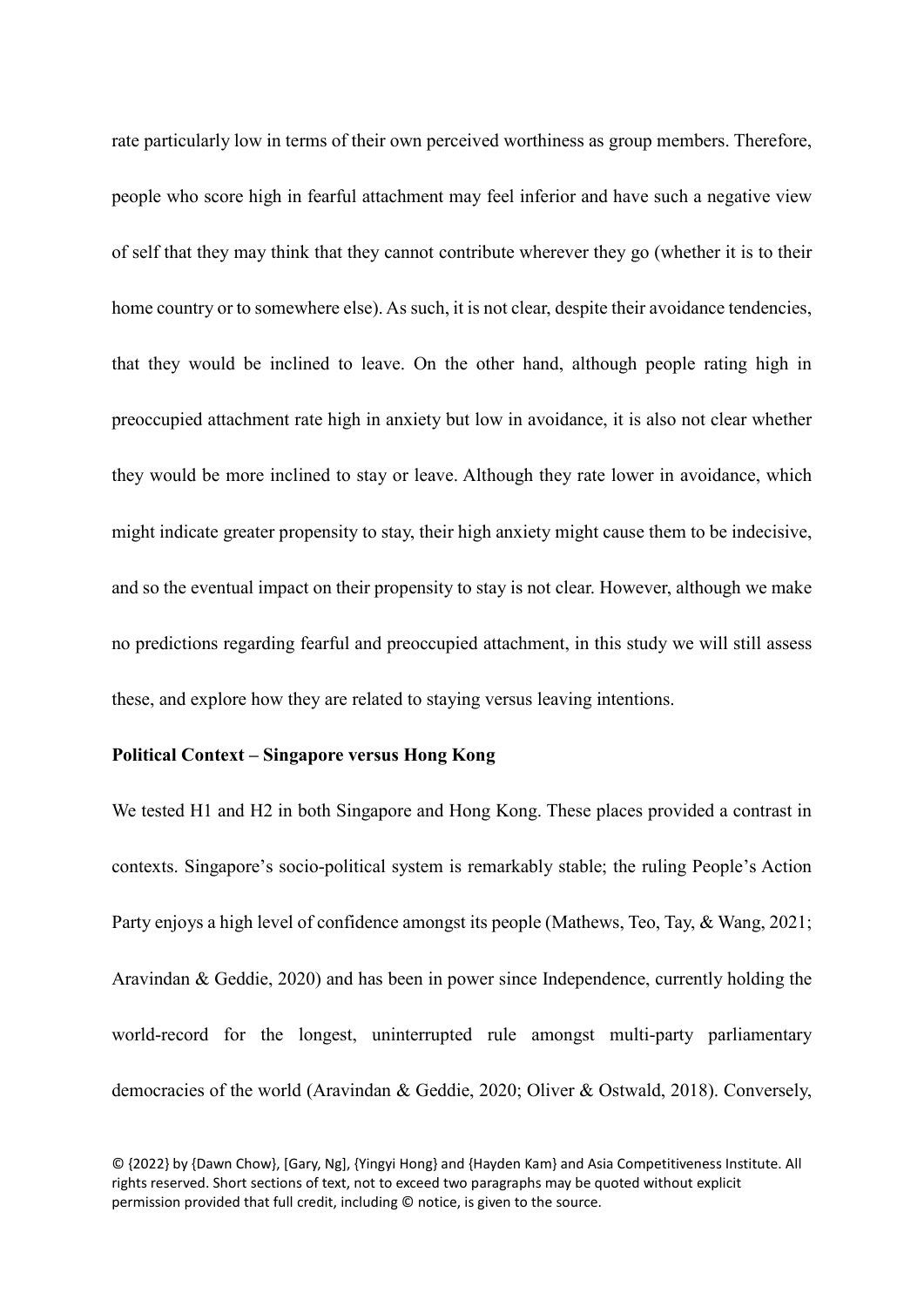rate particularly low in terms of their own perceived worthiness as group members. Therefore, people who score high in fearful attachment may feel inferior and have such a negative view of self that they may think that they cannot contribute wherever they go (whether it is to their home country or to somewhere else). As such, it is not clear, despite their avoidance tendencies, that they would be inclined to leave. On the other hand, although people rating high in preoccupied attachment rate high in anxiety but low in avoidance, it is also not clear whether they would be more inclined to stay or leave. Although they rate lower in avoidance, which might indicate greater propensity to stay, their high anxiety might cause them to be indecisive, and so the eventual impact on their propensity to stay is not clear. However, although we make no predictions regarding fearful and preoccupied attachment, in this study we will still assess these, and explore how they are related to staying versus leaving intentions.

**Political Context – Singapore versus Hong Kong**

We tested H1 and H2 in both Singapore and Hong Kong. These places provided a contrast in contexts. Singapore's socio-political system is remarkably stable; the ruling People's Action Party enjoys a high level of confidence amongst its people (Mathews, Teo, Tay, & Wang, 2021; Aravindan & Geddie, 2020) and has been in power since Independence, currently holding the world-record for the longest, uninterrupted rule amongst multi-party parliamentary democracies of the world (Aravindan & Geddie, 2020; Oliver & Ostwald, 2018). Conversely,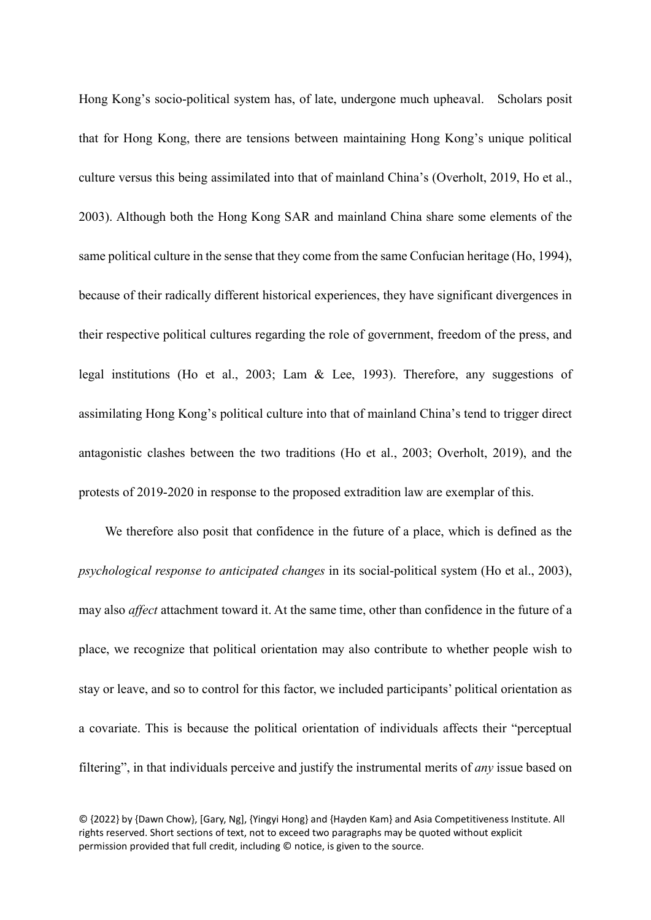Hong Kong's socio-political system has, of late, undergone much upheaval. Scholars posit that for Hong Kong, there are tensions between maintaining Hong Kong's unique political culture versus this being assimilated into that of mainland China's (Overholt, 2019, Ho et al., 2003). Although both the Hong Kong SAR and mainland China share some elements of the same political culture in the sense that they come from the same Confucian heritage (Ho, 1994), because of their radically different historical experiences, they have significant divergences in their respective political cultures regarding the role of government, freedom of the press, and legal institutions (Ho et al., 2003; Lam & Lee, 1993). Therefore, any suggestions of assimilating Hong Kong's political culture into that of mainland China's tend to trigger direct antagonistic clashes between the two traditions (Ho et al., 2003; Overholt, 2019), and the protests of 2019-2020 in response to the proposed extradition law are exemplar of this.

We therefore also posit that confidence in the future of a place, which is defined as the *psychological response to anticipated changes* in its social-political system (Ho et al., 2003), may also *affect* attachment toward it. At the same time, other than confidence in the future of a place, we recognize that political orientation may also contribute to whether people wish to stay or leave, and so to control for this factor, we included participants' political orientation as a covariate. This is because the political orientation of individuals affects their "perceptual filtering", in that individuals perceive and justify the instrumental merits of *any* issue based on

© {2022} by {Dawn Chow}, [Gary, Ng], {Yingyi Hong} and {Hayden Kam} and Asia Competitiveness Institute. All rights reserved. Short sections of text, not to exceed two paragraphs may be quoted without explicit permission provided that full credit, including © notice, is given to the source.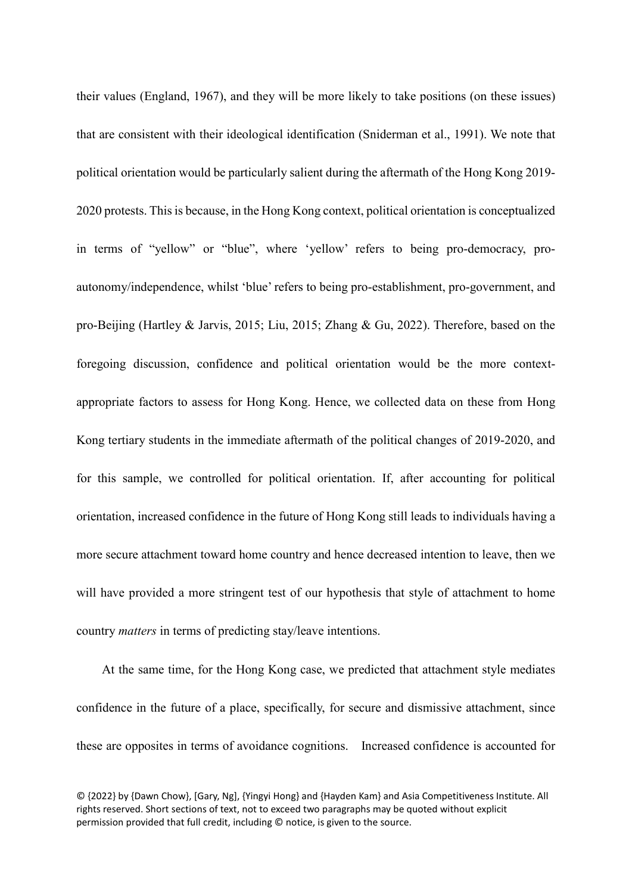their values (England, 1967), and they will be more likely to take positions (on these issues) that are consistent with their ideological identification (Sniderman et al., 1991). We note that political orientation would be particularly salient during the aftermath of the Hong Kong 2019-2020 protests. This is because, in the Hong Kong context, political orientation is conceptualized in terms of "yellow" or "blue", where 'yellow' refers to being pro-democracy, pro-autonomy/independence, whilst 'blue' refers to being pro-establishment, pro-government, and pro-Beijing (Hartley & Jarvis, 2015; Liu, 2015; Zhang & Gu, 2022). Therefore, based on the foregoing discussion, confidence and political orientation would be the more context-appropriate factors to assess for Hong Kong. Hence, we collected data on these from Hong Kong tertiary students in the immediate aftermath of the political changes of 2019-2020, and for this sample, we controlled for political orientation. If, after accounting for political orientation, increased confidence in the future of Hong Kong still leads to individuals having a more secure attachment toward home country and hence decreased intention to leave, then we will have provided a more stringent test of our hypothesis that style of attachment to home country *matters* in terms of predicting stay/leave intentions.

At the same time, for the Hong Kong case, we predicted that attachment style mediates confidence in the future of a place, specifically, for secure and dismissive attachment, since these are opposites in terms of avoidance cognitions. Increased confidence is accounted for

© {2022} by {Dawn Chow}, [Gary, Ng], {Yingyi Hong} and {Hayden Kam} and Asia Competitiveness Institute. All rights reserved. Short sections of text, not to exceed two paragraphs may be quoted without explicit permission provided that full credit, including © notice, is given to the source.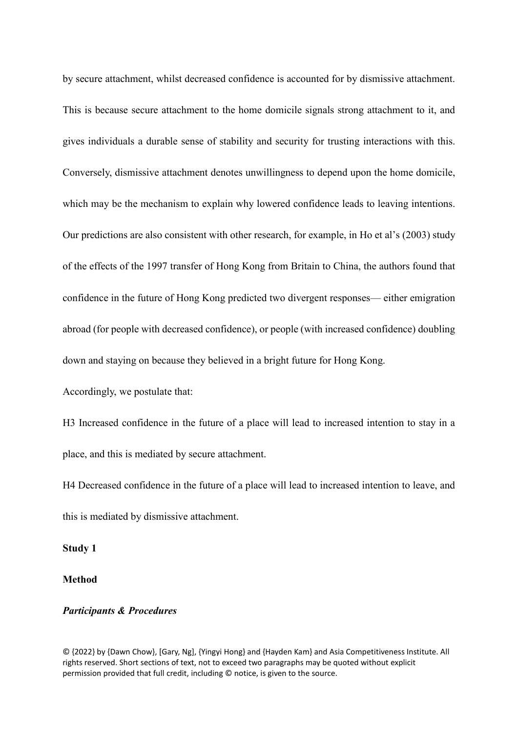by secure attachment, whilst decreased confidence is accounted for by dismissive attachment. This is because secure attachment to the home domicile signals strong attachment to it, and gives individuals a durable sense of stability and security for trusting interactions with this. Conversely, dismissive attachment denotes unwillingness to depend upon the home domicile, which may be the mechanism to explain why lowered confidence leads to leaving intentions. Our predictions are also consistent with other research, for example, in Ho et al's (2003) study of the effects of the 1997 transfer of Hong Kong from Britain to China, the authors found that confidence in the future of Hong Kong predicted two divergent responses— either emigration abroad (for people with decreased confidence), or people (with increased confidence) doubling down and staying on because they believed in a bright future for Hong Kong.

Accordingly, we postulate that:

H3 Increased confidence in the future of a place will lead to increased intention to stay in a place, and this is mediated by secure attachment.

H4 Decreased confidence in the future of a place will lead to increased intention to leave, and this is mediated by dismissive attachment.

## Study 1

### Method

#### *Participants & Procedures*

© {2022} by {Dawn Chow}, [Gary, Ng], {Yingyi Hong} and {Hayden Kam} and Asia Competitiveness Institute. All rights reserved. Short sections of text, not to exceed two paragraphs may be quoted without explicit permission provided that full credit, including © notice, is given to the source.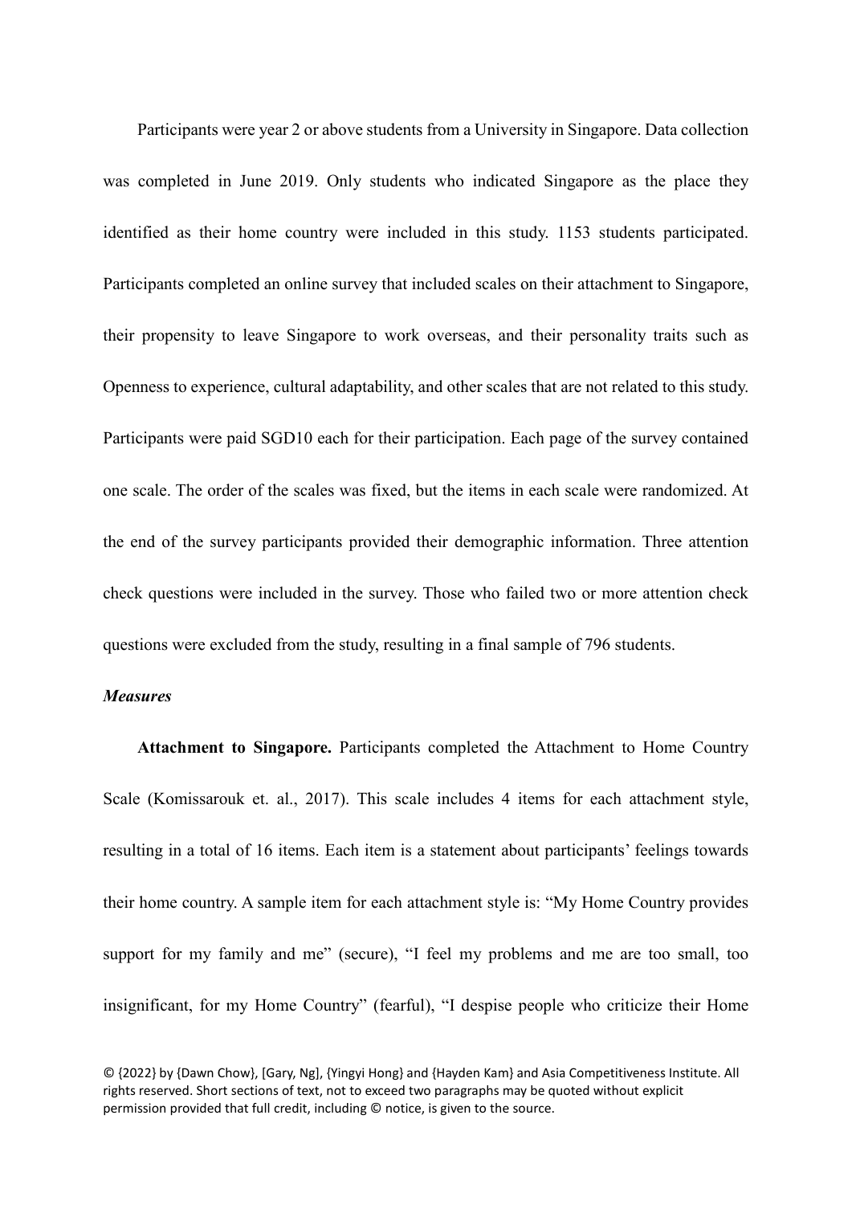Participants were year 2 or above students from a University in Singapore. Data collection was completed in June 2019. Only students who indicated Singapore as the place they identified as their home country were included in this study. 1153 students participated. Participants completed an online survey that included scales on their attachment to Singapore, their propensity to leave Singapore to work overseas, and their personality traits such as Openness to experience, cultural adaptability, and other scales that are not related to this study. Participants were paid SGD10 each for their participation. Each page of the survey contained one scale. The order of the scales was fixed, but the items in each scale were randomized. At the end of the survey participants provided their demographic information. Three attention check questions were included in the survey. Those who failed two or more attention check questions were excluded from the study, resulting in a final sample of 796 students.

***Measures***

**Attachment to Singapore.** Participants completed the Attachment to Home Country Scale (Komissarouk et. al., 2017). This scale includes 4 items for each attachment style, resulting in a total of 16 items. Each item is a statement about participants' feelings towards their home country. A sample item for each attachment style is: "My Home Country provides support for my family and me" (secure), "I feel my problems and me are too small, too insignificant, for my Home Country" (fearful), "I despise people who criticize their Home

© {2022} by {Dawn Chow}, [Gary, Ng], {Yingyi Hong} and {Hayden Kam} and Asia Competitiveness Institute. All rights reserved. Short sections of text, not to exceed two paragraphs may be quoted without explicit permission provided that full credit, including © notice, is given to the source.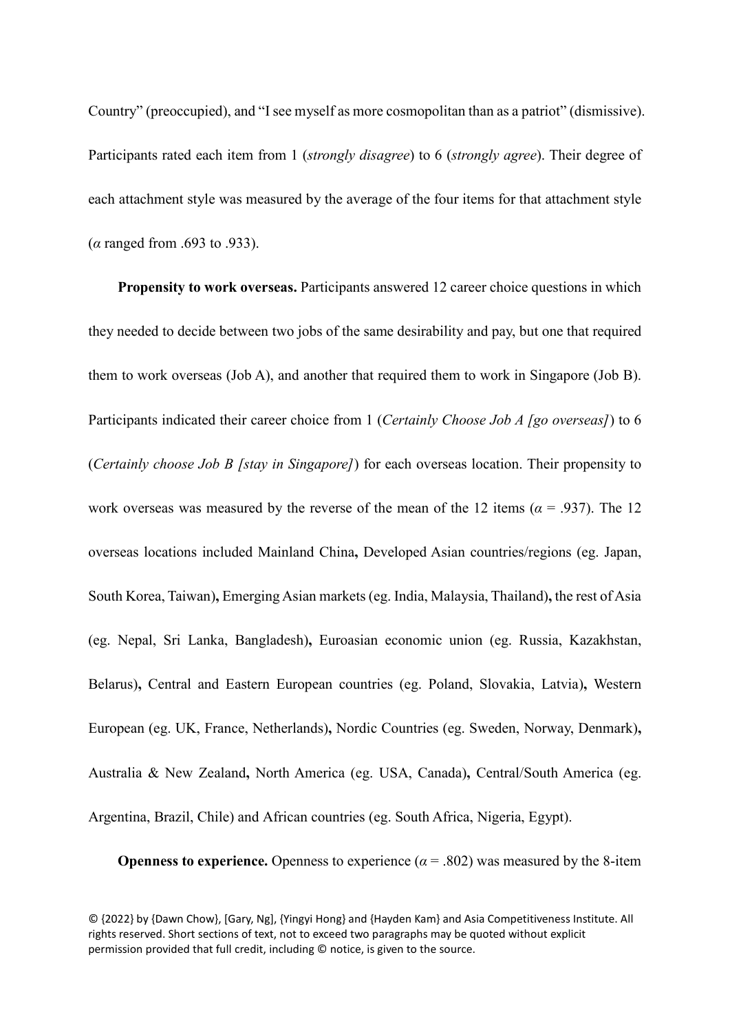Country" (preoccupied), and "I see myself as more cosmopolitan than as a patriot" (dismissive). Participants rated each item from 1 (*strongly disagree*) to 6 (*strongly agree*). Their degree of each attachment style was measured by the average of the four items for that attachment style ($\alpha$ ranged from .693 to .933).

**Propensity to work overseas.** Participants answered 12 career choice questions in which they needed to decide between two jobs of the same desirability and pay, but one that required them to work overseas (Job A), and another that required them to work in Singapore (Job B). Participants indicated their career choice from 1 (*Certainly Choose Job A [go overseas]*) to 6 (*Certainly choose Job B [stay in Singapore]*) for each overseas location. Their propensity to work overseas was measured by the reverse of the mean of the 12 items ($\alpha$ = .937). The 12 overseas locations included Mainland China**,** Developed Asian countries/regions (eg. Japan, South Korea, Taiwan)**,** Emerging Asian markets (eg. India, Malaysia, Thailand)**,** the rest of Asia (eg. Nepal, Sri Lanka, Bangladesh)**,** Euroasian economic union (eg. Russia, Kazakhstan, Belarus)**,** Central and Eastern European countries (eg. Poland, Slovakia, Latvia)**,** Western European (eg. UK, France, Netherlands)**,** Nordic Countries (eg. Sweden, Norway, Denmark)**,** Australia & New Zealand**,** North America (eg. USA, Canada)**,** Central/South America (eg. Argentina, Brazil, Chile) and African countries (eg. South Africa, Nigeria, Egypt).

**Openness to experience.** Openness to experience ($\alpha$ = .802) was measured by the 8-item

© {2022} by {Dawn Chow}, [Gary, Ng], {Yingyi Hong} and {Hayden Kam} and Asia Competitiveness Institute. All rights reserved. Short sections of text, not to exceed two paragraphs may be quoted without explicit permission provided that full credit, including © notice, is given to the source.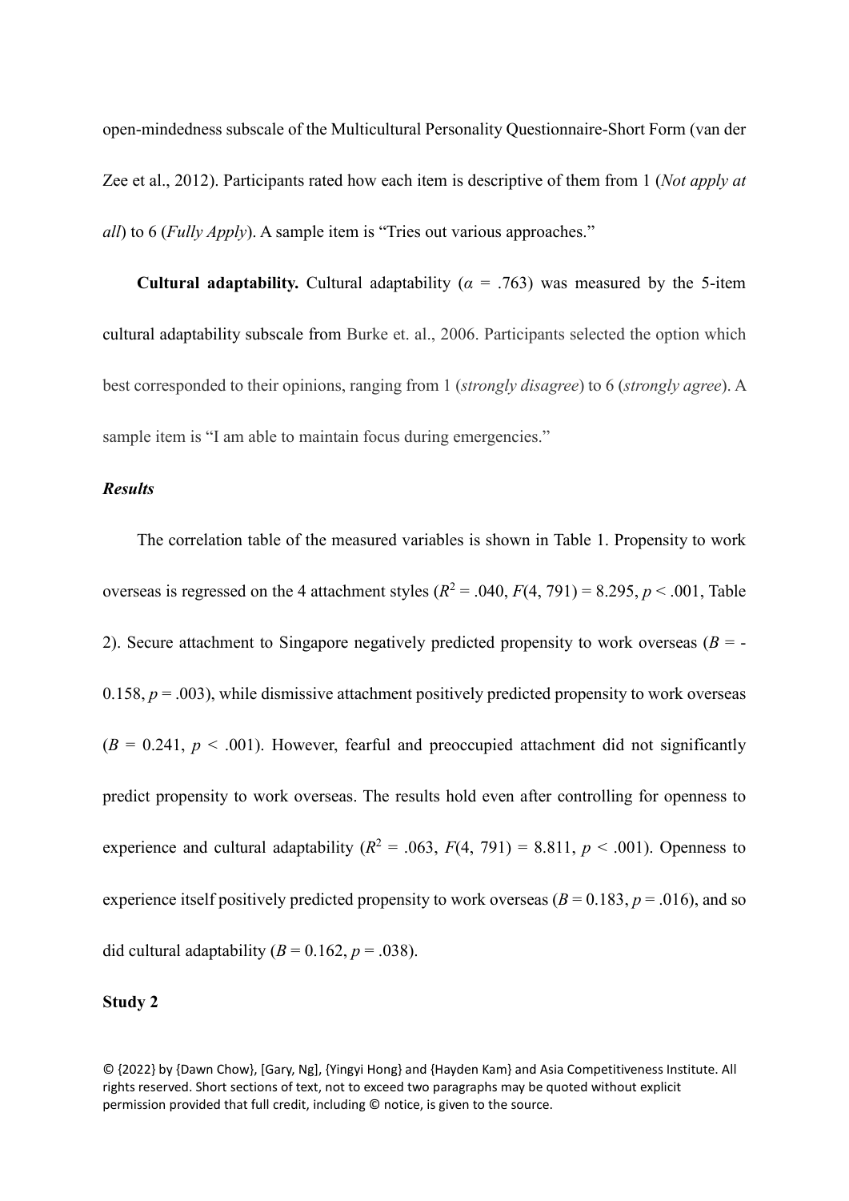open-mindedness subscale of the Multicultural Personality Questionnaire-Short Form (van der Zee et al., 2012). Participants rated how each item is descriptive of them from 1 (*Not apply at all*) to 6 (*Fully Apply*). A sample item is "Tries out various approaches."

**Cultural adaptability.** Cultural adaptability ($\alpha$ = .763) was measured by the 5-item cultural adaptability subscale from Burke et. al., 2006. Participants selected the option which best corresponded to their opinions, ranging from 1 (*strongly disagree*) to 6 (*strongly agree*). A sample item is "I am able to maintain focus during emergencies."

### *Results*

The correlation table of the measured variables is shown in Table 1. Propensity to work overseas is regressed on the 4 attachment styles ($R^2$ = .040, $F(4, 791)$ = 8.295, $p$ < .001, Table 2). Secure attachment to Singapore negatively predicted propensity to work overseas ($B$ = -0.158, $p$ = .003), while dismissive attachment positively predicted propensity to work overseas ($B$ = 0.241, $p$ < .001). However, fearful and preoccupied attachment did not significantly predict propensity to work overseas. The results hold even after controlling for openness to experience and cultural adaptability ($R^2$ = .063, $F(4, 791)$ = 8.811, $p$ < .001). Openness to experience itself positively predicted propensity to work overseas ($B$ = 0.183, $p$ = .016), and so did cultural adaptability ($B$ = 0.162, $p$ = .038).

## Study 2

© {2022} by {Dawn Chow}, [Gary, Ng], {Yingyi Hong} and {Hayden Kam} and Asia Competitiveness Institute. All rights reserved. Short sections of text, not to exceed two paragraphs may be quoted without explicit permission provided that full credit, including © notice, is given to the source.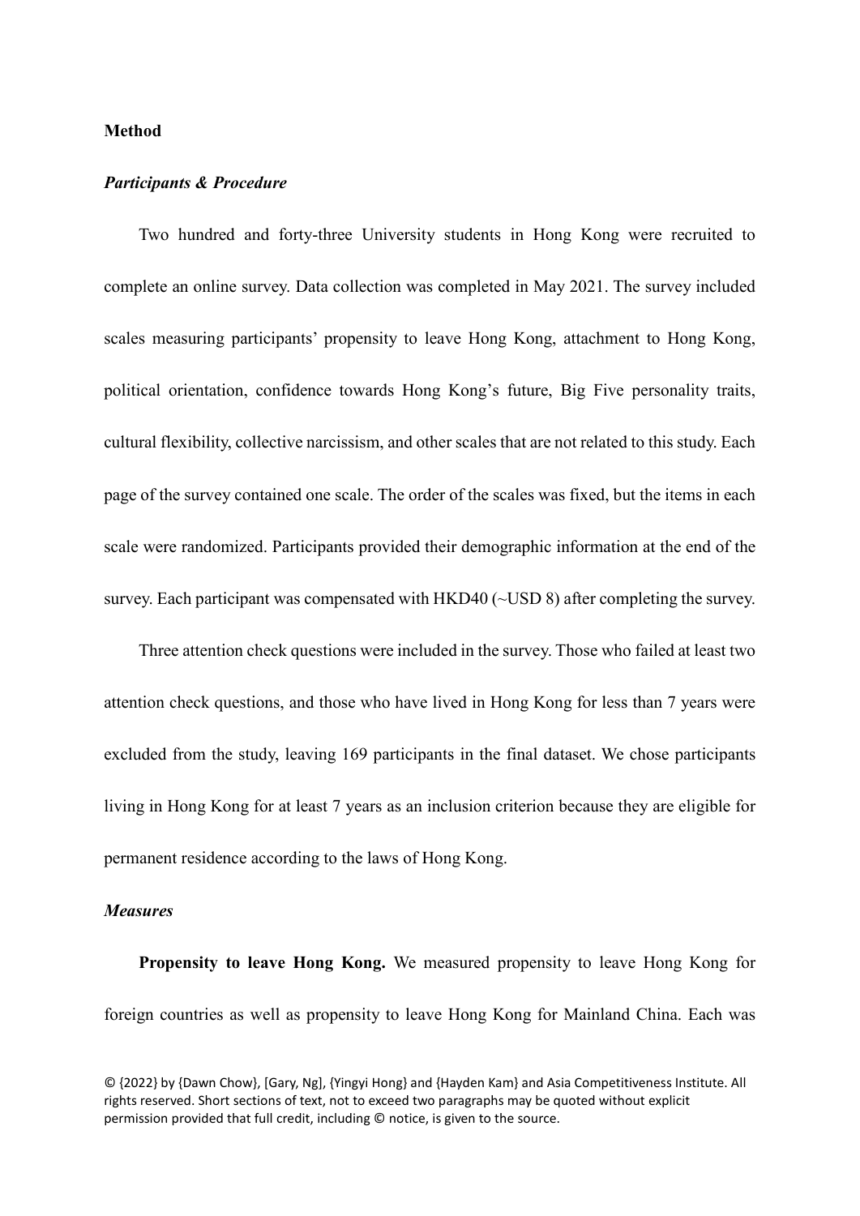## Method

### *Participants & Procedure*

Two hundred and forty-three University students in Hong Kong were recruited to complete an online survey. Data collection was completed in May 2021. The survey included scales measuring participants' propensity to leave Hong Kong, attachment to Hong Kong, political orientation, confidence towards Hong Kong's future, Big Five personality traits, cultural flexibility, collective narcissism, and other scales that are not related to this study. Each page of the survey contained one scale. The order of the scales was fixed, but the items in each scale were randomized. Participants provided their demographic information at the end of the survey. Each participant was compensated with HKD40 (~USD 8) after completing the survey.

Three attention check questions were included in the survey. Those who failed at least two attention check questions, and those who have lived in Hong Kong for less than 7 years were excluded from the study, leaving 169 participants in the final dataset. We chose participants living in Hong Kong for at least 7 years as an inclusion criterion because they are eligible for permanent residence according to the laws of Hong Kong.

### *Measures*

**Propensity to leave Hong Kong.** We measured propensity to leave Hong Kong for foreign countries as well as propensity to leave Hong Kong for Mainland China. Each was

© {2022} by {Dawn Chow}, [Gary, Ng], {Yingyi Hong} and {Hayden Kam} and Asia Competitiveness Institute. All rights reserved. Short sections of text, not to exceed two paragraphs may be quoted without explicit permission provided that full credit, including © notice, is given to the source.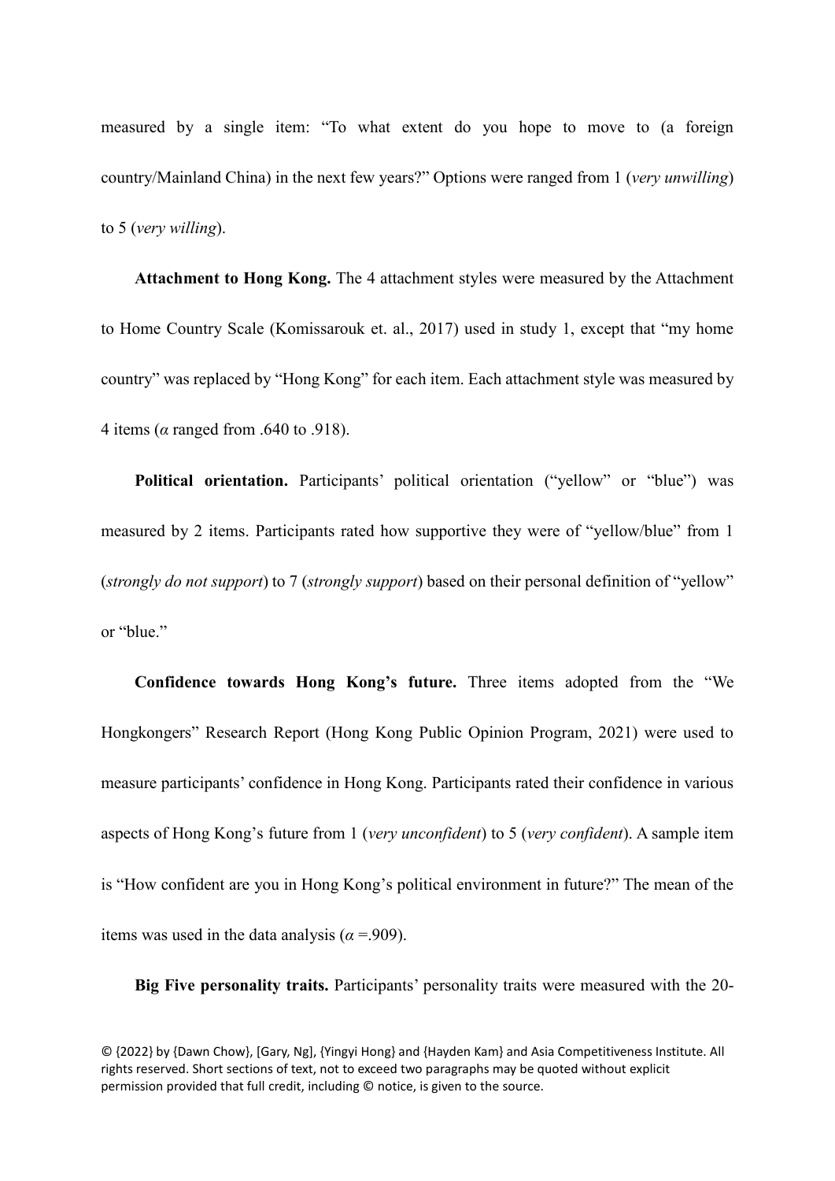measured by a single item: "To what extent do you hope to move to (a foreign country/Mainland China) in the next few years?" Options were ranged from 1 (*very unwilling*) to 5 (*very willing*).

**Attachment to Hong Kong.** The 4 attachment styles were measured by the Attachment to Home Country Scale (Komissarouk et. al., 2017) used in study 1, except that "my home country" was replaced by "Hong Kong" for each item. Each attachment style was measured by 4 items ($\alpha$ ranged from .640 to .918).

**Political orientation.** Participants' political orientation ("yellow" or "blue") was measured by 2 items. Participants rated how supportive they were of "yellow/blue" from 1 (*strongly do not support*) to 7 (*strongly support*) based on their personal definition of "yellow" or "blue."

**Confidence towards Hong Kong's future.** Three items adopted from the "We Hongkongers" Research Report (Hong Kong Public Opinion Program, 2021) were used to measure participants' confidence in Hong Kong. Participants rated their confidence in various aspects of Hong Kong's future from 1 (*very unconfident*) to 5 (*very confident*). A sample item is "How confident are you in Hong Kong's political environment in future?" The mean of the items was used in the data analysis ($\alpha$ =.909).

**Big Five personality traits.** Participants' personality traits were measured with the 20-

© {2022} by {Dawn Chow}, [Gary, Ng], {Yingyi Hong} and {Hayden Kam} and Asia Competitiveness Institute. All rights reserved. Short sections of text, not to exceed two paragraphs may be quoted without explicit permission provided that full credit, including © notice, is given to the source.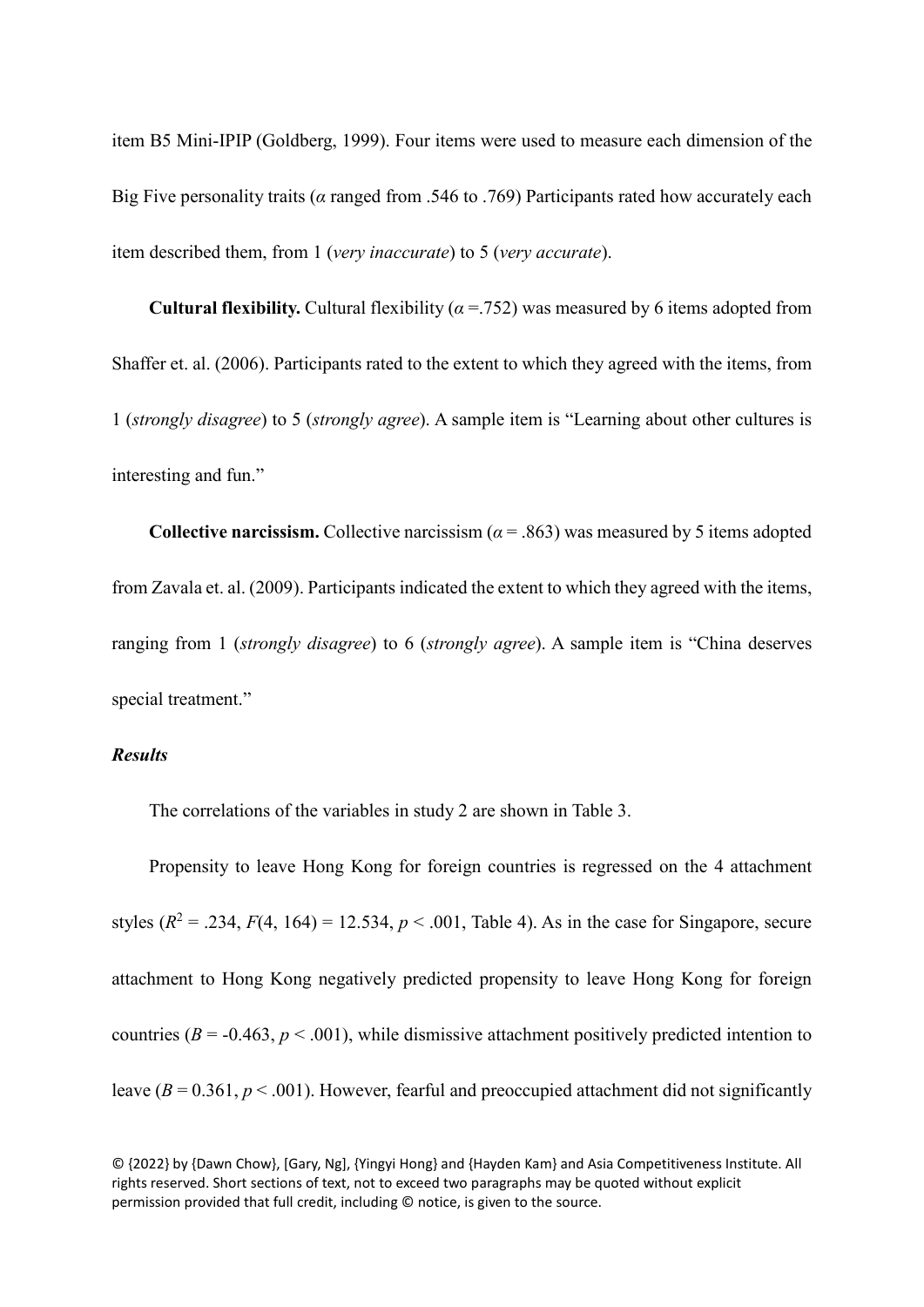item B5 Mini-IPIP (Goldberg, 1999). Four items were used to measure each dimension of the Big Five personality traits (*α* ranged from .546 to .769) Participants rated how accurately each item described them, from 1 (*very inaccurate*) to 5 (*very accurate*).

**Cultural flexibility.** Cultural flexibility (*α* =.752) was measured by 6 items adopted from Shaffer et. al. (2006). Participants rated to the extent to which they agreed with the items, from 1 (*strongly disagree*) to 5 (*strongly agree*). A sample item is "Learning about other cultures is interesting and fun."

**Collective narcissism.** Collective narcissism (*α* = .863) was measured by 5 items adopted from Zavala et. al. (2009). Participants indicated the extent to which they agreed with the items, ranging from 1 (*strongly disagree*) to 6 (*strongly agree*). A sample item is "China deserves special treatment."

***Results***

The correlations of the variables in study 2 are shown in Table 3.

Propensity to leave Hong Kong for foreign countries is regressed on the 4 attachment styles ($R^2$ = .234, $F(4, 164) = 12.534$, $p < .001$, Table 4). As in the case for Singapore, secure attachment to Hong Kong negatively predicted propensity to leave Hong Kong for foreign countries ($B = -0.463$, $p < .001$), while dismissive attachment positively predicted intention to leave ($B = 0.361$, $p < .001$). However, fearful and preoccupied attachment did not significantly

© {2022} by {Dawn Chow}, [Gary, Ng], {Yingyi Hong} and {Hayden Kam} and Asia Competitiveness Institute. All rights reserved. Short sections of text, not to exceed two paragraphs may be quoted without explicit permission provided that full credit, including © notice, is given to the source.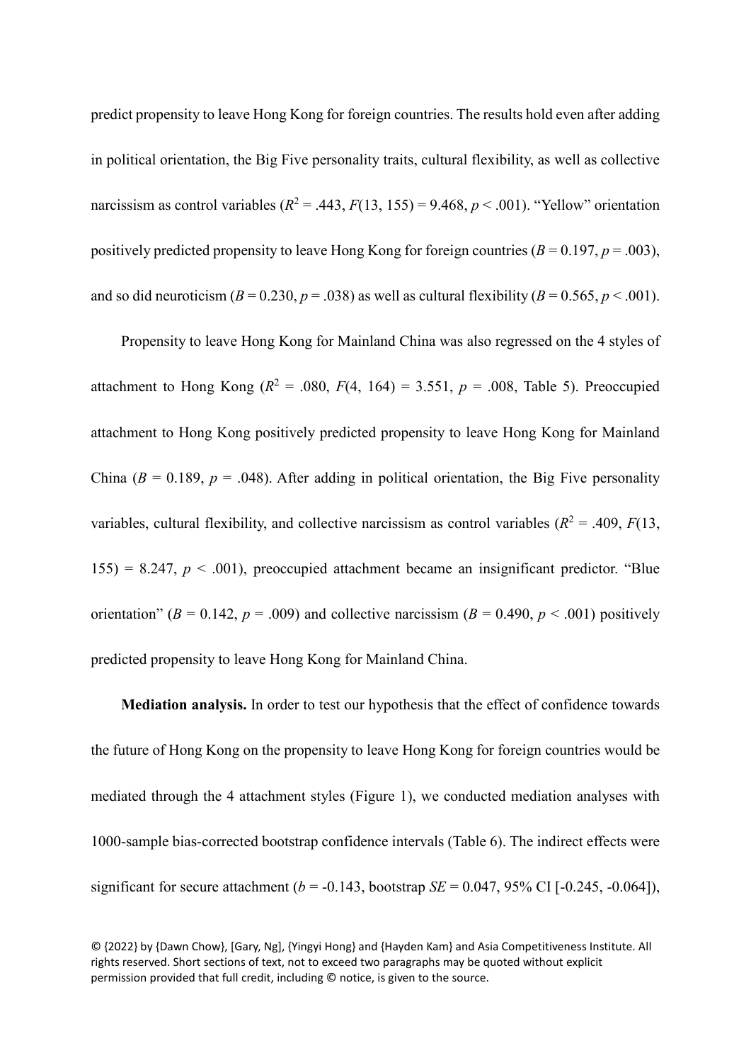predict propensity to leave Hong Kong for foreign countries. The results hold even after adding in political orientation, the Big Five personality traits, cultural flexibility, as well as collective narcissism as control variables ($R^2$ = .443, $F$(13, 155) = 9.468, $p$ < .001). "Yellow" orientation positively predicted propensity to leave Hong Kong for foreign countries ($B$ = 0.197, $p$ = .003), and so did neuroticism ($B$ = 0.230, $p$ = .038) as well as cultural flexibility ($B$ = 0.565, $p$ < .001).

Propensity to leave Hong Kong for Mainland China was also regressed on the 4 styles of attachment to Hong Kong ($R^2$ = .080, $F$(4, 164) = 3.551, $p$ = .008, Table 5). Preoccupied attachment to Hong Kong positively predicted propensity to leave Hong Kong for Mainland China ($B$ = 0.189, $p$ = .048). After adding in political orientation, the Big Five personality variables, cultural flexibility, and collective narcissism as control variables ($R^2$ = .409, $F$(13, 155) = 8.247, $p$ < .001), preoccupied attachment became an insignificant predictor. "Blue orientation" ($B$ = 0.142, $p$ = .009) and collective narcissism ($B$ = 0.490, $p$ < .001) positively predicted propensity to leave Hong Kong for Mainland China.

**Mediation analysis.** In order to test our hypothesis that the effect of confidence towards the future of Hong Kong on the propensity to leave Hong Kong for foreign countries would be mediated through the 4 attachment styles (Figure 1), we conducted mediation analyses with 1000-sample bias-corrected bootstrap confidence intervals (Table 6). The indirect effects were significant for secure attachment ($b$ = -0.143, bootstrap $SE$ = 0.047, 95% CI [-0.245, -0.064]),

© {2022} by {Dawn Chow}, [Gary, Ng], {Yingyi Hong} and {Hayden Kam} and Asia Competitiveness Institute. All rights reserved. Short sections of text, not to exceed two paragraphs may be quoted without explicit permission provided that full credit, including © notice, is given to the source.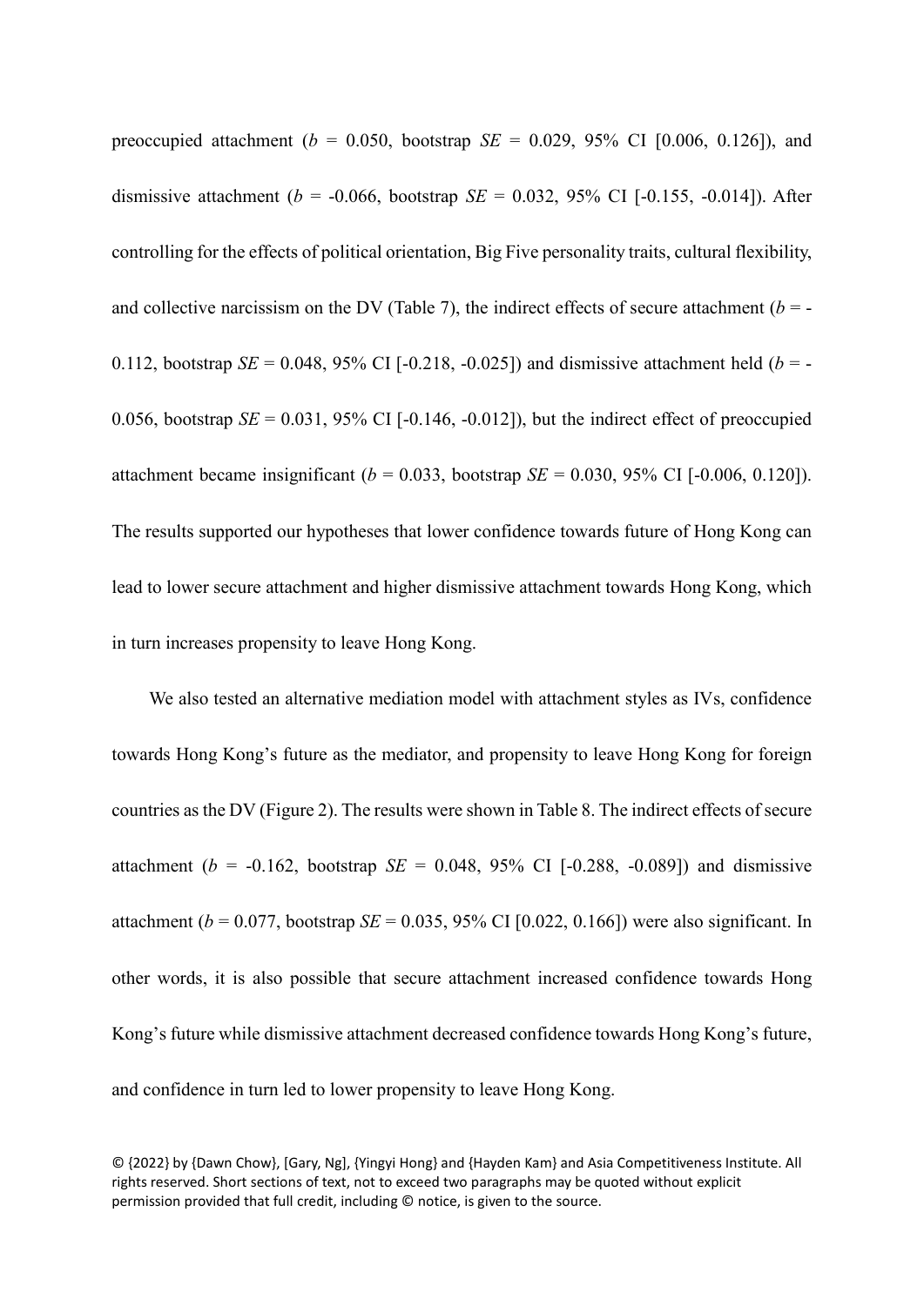preoccupied attachment (*b* = 0.050, bootstrap *SE* = 0.029, 95% CI [0.006, 0.126]), and dismissive attachment (*b* = -0.066, bootstrap *SE* = 0.032, 95% CI [-0.155, -0.014]). After controlling for the effects of political orientation, Big Five personality traits, cultural flexibility, and collective narcissism on the DV (Table 7), the indirect effects of secure attachment (*b* = -0.112, bootstrap *SE* = 0.048, 95% CI [-0.218, -0.025]) and dismissive attachment held (*b* = -0.056, bootstrap *SE* = 0.031, 95% CI [-0.146, -0.012]), but the indirect effect of preoccupied attachment became insignificant (*b* = 0.033, bootstrap *SE* = 0.030, 95% CI [-0.006, 0.120]). The results supported our hypotheses that lower confidence towards future of Hong Kong can lead to lower secure attachment and higher dismissive attachment towards Hong Kong, which in turn increases propensity to leave Hong Kong.

We also tested an alternative mediation model with attachment styles as IVs, confidence towards Hong Kong's future as the mediator, and propensity to leave Hong Kong for foreign countries as the DV (Figure 2). The results were shown in Table 8. The indirect effects of secure attachment (*b* = -0.162, bootstrap *SE* = 0.048, 95% CI [-0.288, -0.089]) and dismissive attachment (*b* = 0.077, bootstrap *SE* = 0.035, 95% CI [0.022, 0.166]) were also significant. In other words, it is also possible that secure attachment increased confidence towards Hong Kong's future while dismissive attachment decreased confidence towards Hong Kong's future, and confidence in turn led to lower propensity to leave Hong Kong.

© {2022} by {Dawn Chow}, [Gary, Ng], {Yingyi Hong} and {Hayden Kam} and Asia Competitiveness Institute. All rights reserved. Short sections of text, not to exceed two paragraphs may be quoted without explicit permission provided that full credit, including © notice, is given to the source.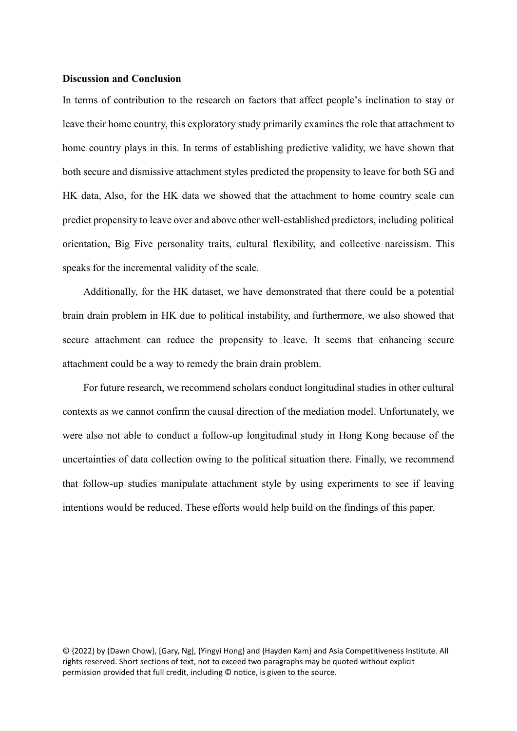**Discussion and Conclusion**

In terms of contribution to the research on factors that affect people's inclination to stay or leave their home country, this exploratory study primarily examines the role that attachment to home country plays in this. In terms of establishing predictive validity, we have shown that both secure and dismissive attachment styles predicted the propensity to leave for both SG and HK data, Also, for the HK data we showed that the attachment to home country scale can predict propensity to leave over and above other well-established predictors, including political orientation, Big Five personality traits, cultural flexibility, and collective narcissism. This speaks for the incremental validity of the scale.

Additionally, for the HK dataset, we have demonstrated that there could be a potential brain drain problem in HK due to political instability, and furthermore, we also showed that secure attachment can reduce the propensity to leave. It seems that enhancing secure attachment could be a way to remedy the brain drain problem.

For future research, we recommend scholars conduct longitudinal studies in other cultural contexts as we cannot confirm the causal direction of the mediation model. Unfortunately, we were also not able to conduct a follow-up longitudinal study in Hong Kong because of the uncertainties of data collection owing to the political situation there. Finally, we recommend that follow-up studies manipulate attachment style by using experiments to see if leaving intentions would be reduced. These efforts would help build on the findings of this paper.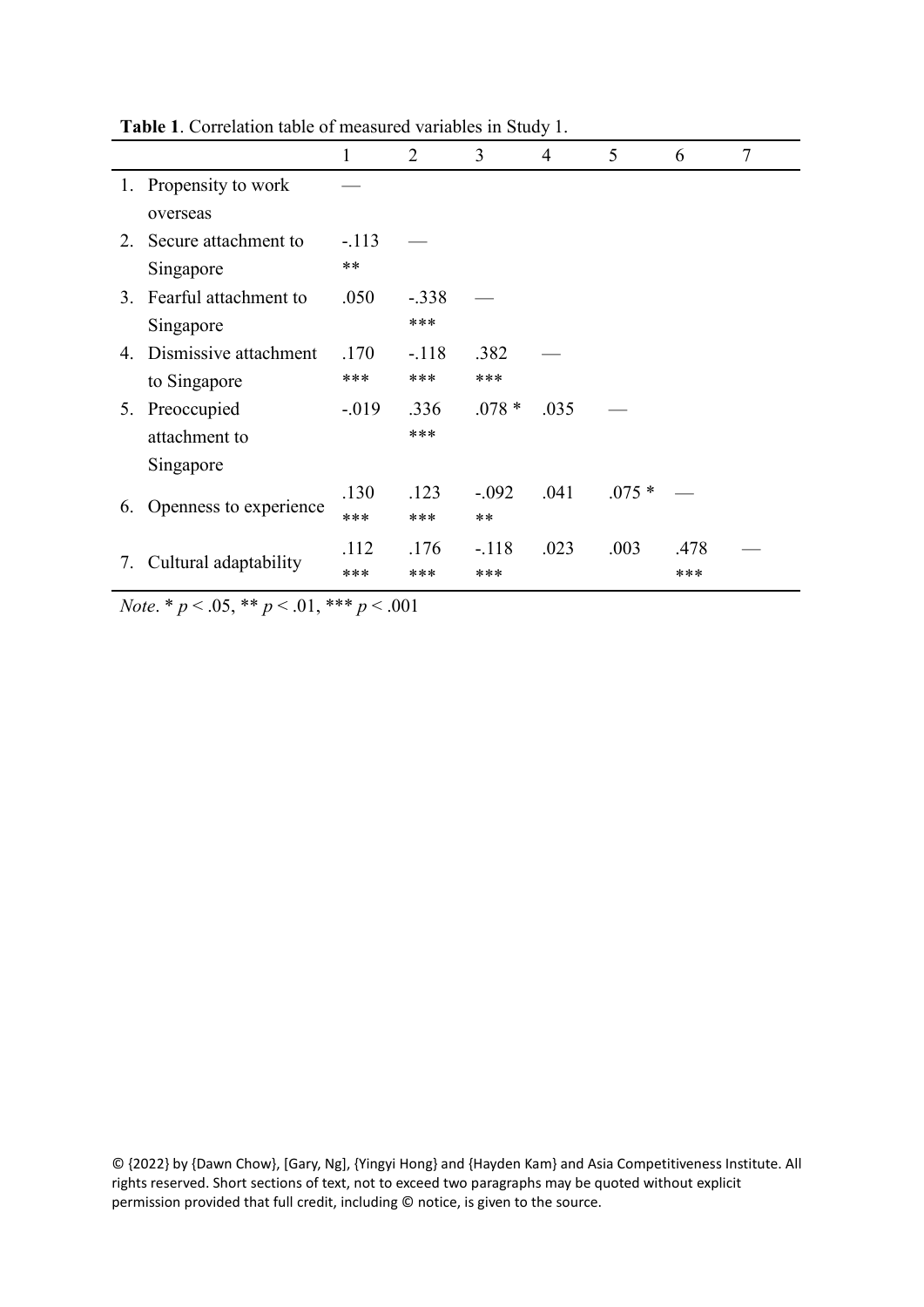**Table 1**. Correlation table of measured variables in Study 1.

| | 1 | 2 | 3 | 4 | 5 | 6 | 7 |
|---|---|---|---|---|---|---|---|
| 1. Propensity to work overseas | — | | | | | | |
| 2. Secure attachment to Singapore | -.113 ** | — | | | | | |
| 3. Fearful attachment to Singapore | .050 | -.338 *** | — | | | | |
| 4. Dismissive attachment to Singapore | .170 *** | -.118 *** | .382 *** | — | | | |
| 5. Preoccupied attachment to Singapore | -.019 | .336 *** | .078 * | .035 | — | | |
| 6. Openness to experience | .130 *** | .123 *** | -.092 ** | .041 | .075 * | — | |
| 7. Cultural adaptability | .112 *** | .176 *** | -.118 *** | .023 | .003 | .478 *** | — |

*Note*. * $p < .05$, ** $p < .01$, *** $p < .001$

© {2022} by {Dawn Chow}, [Gary, Ng], {Yingyi Hong} and {Hayden Kam} and Asia Competitiveness Institute. All rights reserved. Short sections of text, not to exceed two paragraphs may be quoted without explicit permission provided that full credit, including © notice, is given to the source.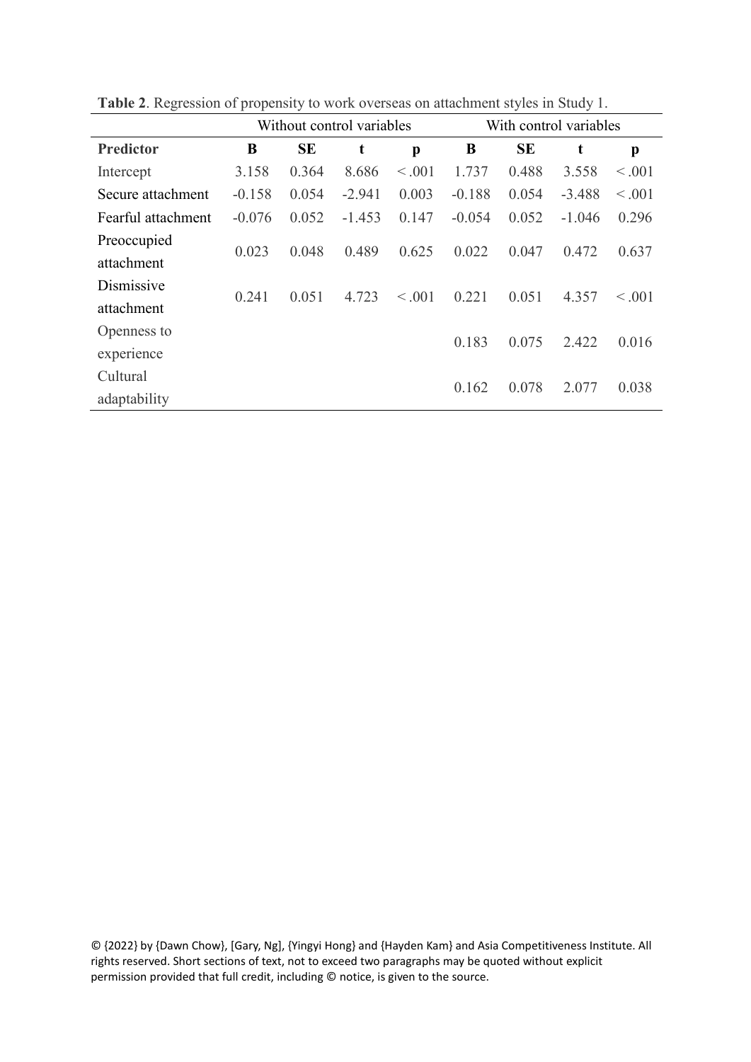**Table 2**. Regression of propensity to work overseas on attachment styles in Study 1.

| | Without control variables | | | | With control variables | | | |
|---|---|---|---|---|---|---|---|---|
| **Predictor** | **B** | **SE** | **t** | **p** | **B** | **SE** | **t** | **p** |
| Intercept | 3.158 | 0.364 | 8.686 | < .001 | 1.737 | 0.488 | 3.558 | < .001 |
| Secure attachment | -0.158 | 0.054 | -2.941 | 0.003 | -0.188 | 0.054 | -3.488 | < .001 |
| Fearful attachment | -0.076 | 0.052 | -1.453 | 0.147 | -0.054 | 0.052 | -1.046 | 0.296 |
| Preoccupied attachment | 0.023 | 0.048 | 0.489 | 0.625 | 0.022 | 0.047 | 0.472 | 0.637 |
| Dismissive attachment | 0.241 | 0.051 | 4.723 | < .001 | 0.221 | 0.051 | 4.357 | < .001 |
| Openness to experience | | | | | 0.183 | 0.075 | 2.422 | 0.016 |
| Cultural adaptability | | | | | 0.162 | 0.078 | 2.077 | 0.038 |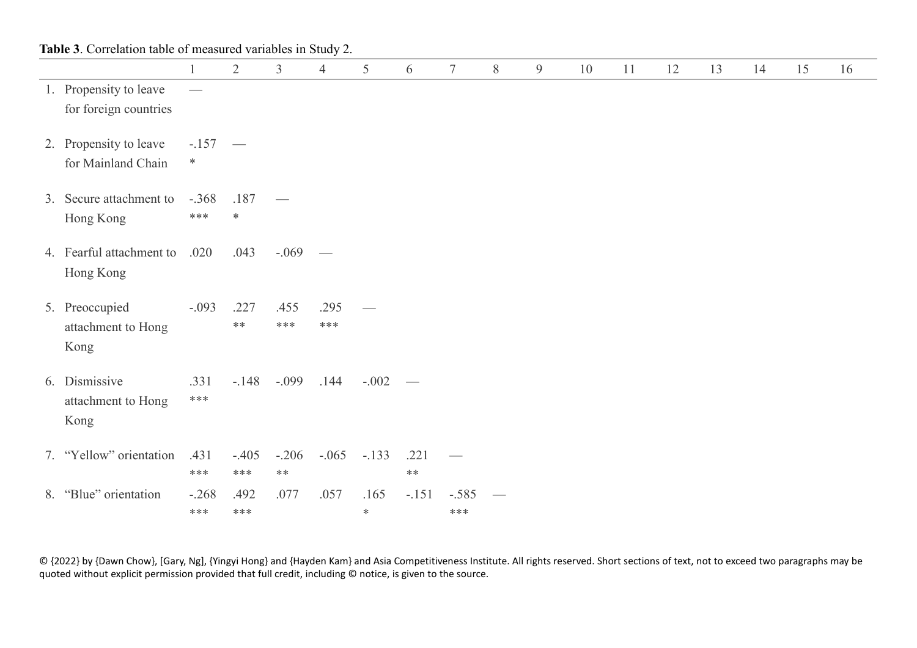**Table 3**. Correlation table of measured variables in Study 2.

| | 1 | 2 | 3 | 4 | 5 | 6 | 7 | 8 | 9 | 10 | 11 | 12 | 13 | 14 | 15 | 16 |
|---|---|---|---|---|---|---|---|---|---|---|---|---|---|---|---|---|
| 1. Propensity to leave for foreign countries | — | | | | | | | | | | | | | | | |
| 2. Propensity to leave for Mainland Chain | -.157 * | — | | | | | | | | | | | | | | |
| 3. Secure attachment to Hong Kong | -.368 *** | .187 * | — | | | | | | | | | | | | | |
| 4. Fearful attachment to Hong Kong | .020 | .043 | -.069 | — | | | | | | | | | | | | |
| 5. Preoccupied attachment to Hong Kong | -.093 | .227 ** | .455 *** | .295 *** | — | | | | | | | | | | | |
| 6. Dismissive attachment to Hong Kong | .331 *** | -.148 | -.099 | .144 | -.002 | — | | | | | | | | | | |
| 7. "Yellow" orientation | .431 *** | -.405 *** | -.206 ** | -.065 | -.133 | .221 ** | — | | | | | | | | | |
| 8. "Blue" orientation | -.268 *** | .492 *** | .077 | .057 | .165 * | -.151 | -.585 *** | — | | | | | | | | |

© {2022} by {Dawn Chow}, [Gary, Ng], {Yingyi Hong} and {Hayden Kam} and Asia Competitiveness Institute. All rights reserved. Short sections of text, not to exceed two paragraphs may be quoted without explicit permission provided that full credit, including © notice, is given to the source.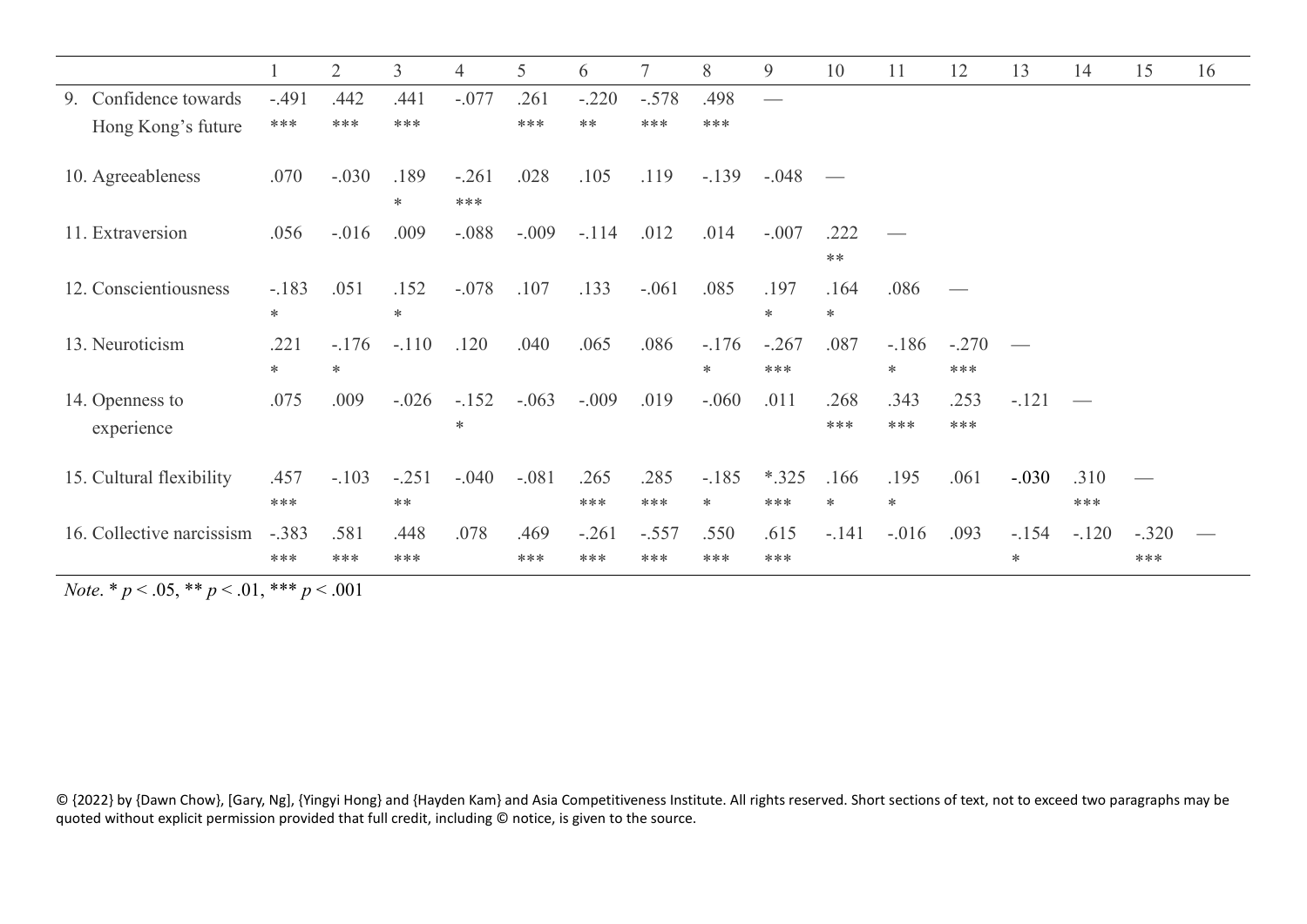| | 1 | 2 | 3 | 4 | 5 | 6 | 7 | 8 | 9 | 10 | 11 | 12 | 13 | 14 | 15 | 16 |
|---|---|---|---|---|---|---|---|---|---|---|---|---|---|---|---|---|
| 9. Confidence towards Hong Kong's future | -.491*** | .442*** | .441*** | -.077 | .261*** | -.220** | -.578*** | .498*** | — | | | | | | | |
| 10. Agreeableness | .070 | -.030 | .189* | -.261*** | .028 | .105 | .119 | -.139 | -.048 | — | | | | | | |
| 11. Extraversion | .056 | -.016 | .009 | -.088 | -.009 | -.114 | .012 | .014 | -.007 | .222** | — | | | | | |
| 12. Conscientiousness | -.183* | .051 | .152* | -.078 | .107 | .133 | -.061 | .085 | .197* | .164* | .086 | — | | | | |
| 13. Neuroticism | .221* | -.176* | -.110 | .120 | .040 | .065 | .086 | -.176* | -.267*** | .087 | -.186* | -.270*** | — | | | |
| 14. Openness to experience | .075 | .009 | -.026 | -.152* | -.063 | -.009 | .019 | -.060 | .011 | .268*** | .343*** | .253*** | -.121 | — | | |
| 15. Cultural flexibility | .457*** | -.103 | -.251** | -.040 | -.081 | .265*** | .285*** | -.185* | *.325*** | .166* | .195* | .061 | -.030 | .310*** | — | |
| 16. Collective narcissism | -.383*** | .581*** | .448*** | .078 | .469*** | -.261*** | -.557*** | .550*** | .615*** | -.141 | -.016 | .093 | -.154* | -.120 | -.320*** | — |

*Note*. * $p < .05$, ** $p < .01$, *** $p < .001$

© {2022} by {Dawn Chow}, [Gary, Ng], {Yingyi Hong} and {Hayden Kam} and Asia Competitiveness Institute. All rights reserved. Short sections of text, not to exceed two paragraphs may be quoted without explicit permission provided that full credit, including © notice, is given to the source.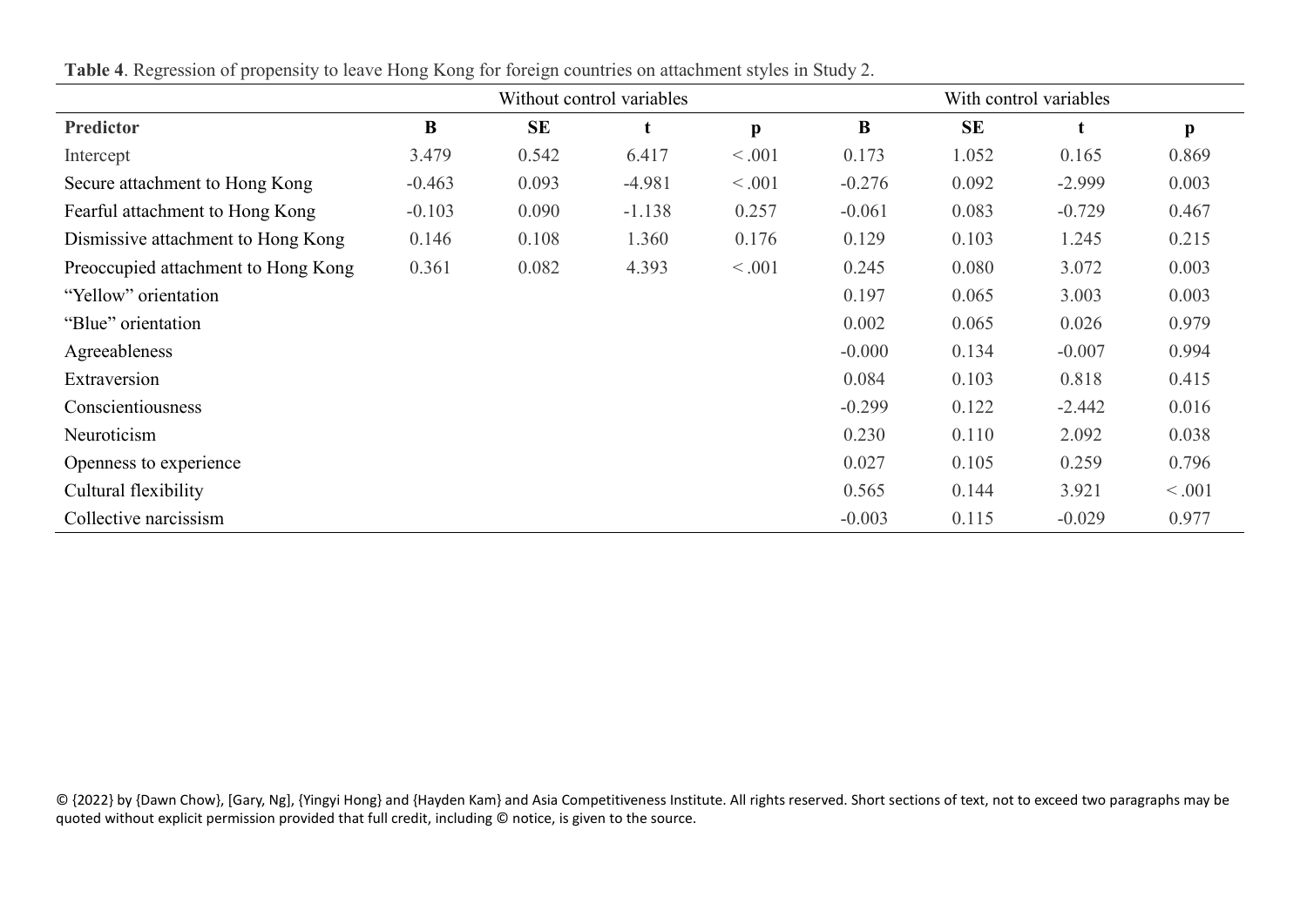**Table 4**. Regression of propensity to leave Hong Kong for foreign countries on attachment styles in Study 2.

| | Without control variables | | | | With control variables | | | |
|---|---|---|---|---|---|---|---|---|
| **Predictor** | **B** | **SE** | **t** | **p** | **B** | **SE** | **t** | **p** |
| Intercept | 3.479 | 0.542 | 6.417 | < .001 | 0.173 | 1.052 | 0.165 | 0.869 |
| Secure attachment to Hong Kong | -0.463 | 0.093 | -4.981 | < .001 | -0.276 | 0.092 | -2.999 | 0.003 |
| Fearful attachment to Hong Kong | -0.103 | 0.090 | -1.138 | 0.257 | -0.061 | 0.083 | -0.729 | 0.467 |
| Dismissive attachment to Hong Kong | 0.146 | 0.108 | 1.360 | 0.176 | 0.129 | 0.103 | 1.245 | 0.215 |
| Preoccupied attachment to Hong Kong | 0.361 | 0.082 | 4.393 | < .001 | 0.245 | 0.080 | 3.072 | 0.003 |
| "Yellow" orientation | | | | | 0.197 | 0.065 | 3.003 | 0.003 |
| "Blue" orientation | | | | | 0.002 | 0.065 | 0.026 | 0.979 |
| Agreeableness | | | | | -0.000 | 0.134 | -0.007 | 0.994 |
| Extraversion | | | | | 0.084 | 0.103 | 0.818 | 0.415 |
| Conscientiousness | | | | | -0.299 | 0.122 | -2.442 | 0.016 |
| Neuroticism | | | | | 0.230 | 0.110 | 2.092 | 0.038 |
| Openness to experience | | | | | 0.027 | 0.105 | 0.259 | 0.796 |
| Cultural flexibility | | | | | 0.565 | 0.144 | 3.921 | < .001 |
| Collective narcissism | | | | | -0.003 | 0.115 | -0.029 | 0.977 |

© {2022} by {Dawn Chow}, [Gary, Ng], {Yingyi Hong} and {Hayden Kam} and Asia Competitiveness Institute. All rights reserved. Short sections of text, not to exceed two paragraphs may be quoted without explicit permission provided that full credit, including © notice, is given to the source.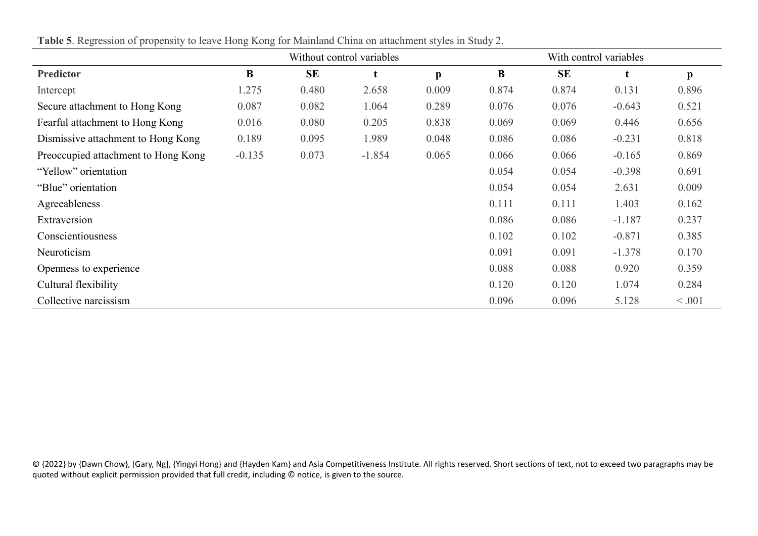**Table 5**. Regression of propensity to leave Hong Kong for Mainland China on attachment styles in Study 2.

| | Without control variables | | | | With control variables | | | |
|---|---|---|---|---|---|---|---|---|
| **Predictor** | **B** | **SE** | **t** | **p** | **B** | **SE** | **t** | **p** |
| Intercept | 1.275 | 0.480 | 2.658 | 0.009 | 0.874 | 0.874 | 0.131 | 0.896 |
| Secure attachment to Hong Kong | 0.087 | 0.082 | 1.064 | 0.289 | 0.076 | 0.076 | -0.643 | 0.521 |
| Fearful attachment to Hong Kong | 0.016 | 0.080 | 0.205 | 0.838 | 0.069 | 0.069 | 0.446 | 0.656 |
| Dismissive attachment to Hong Kong | 0.189 | 0.095 | 1.989 | 0.048 | 0.086 | 0.086 | -0.231 | 0.818 |
| Preoccupied attachment to Hong Kong | -0.135 | 0.073 | -1.854 | 0.065 | 0.066 | 0.066 | -0.165 | 0.869 |
| "Yellow" orientation | | | | | 0.054 | 0.054 | -0.398 | 0.691 |
| "Blue" orientation | | | | | 0.054 | 0.054 | 2.631 | 0.009 |
| Agreeableness | | | | | 0.111 | 0.111 | 1.403 | 0.162 |
| Extraversion | | | | | 0.086 | 0.086 | -1.187 | 0.237 |
| Conscientiousness | | | | | 0.102 | 0.102 | -0.871 | 0.385 |
| Neuroticism | | | | | 0.091 | 0.091 | -1.378 | 0.170 |
| Openness to experience | | | | | 0.088 | 0.088 | 0.920 | 0.359 |
| Cultural flexibility | | | | | 0.120 | 0.120 | 1.074 | 0.284 |
| Collective narcissism | | | | | 0.096 | 0.096 | 5.128 | < .001 |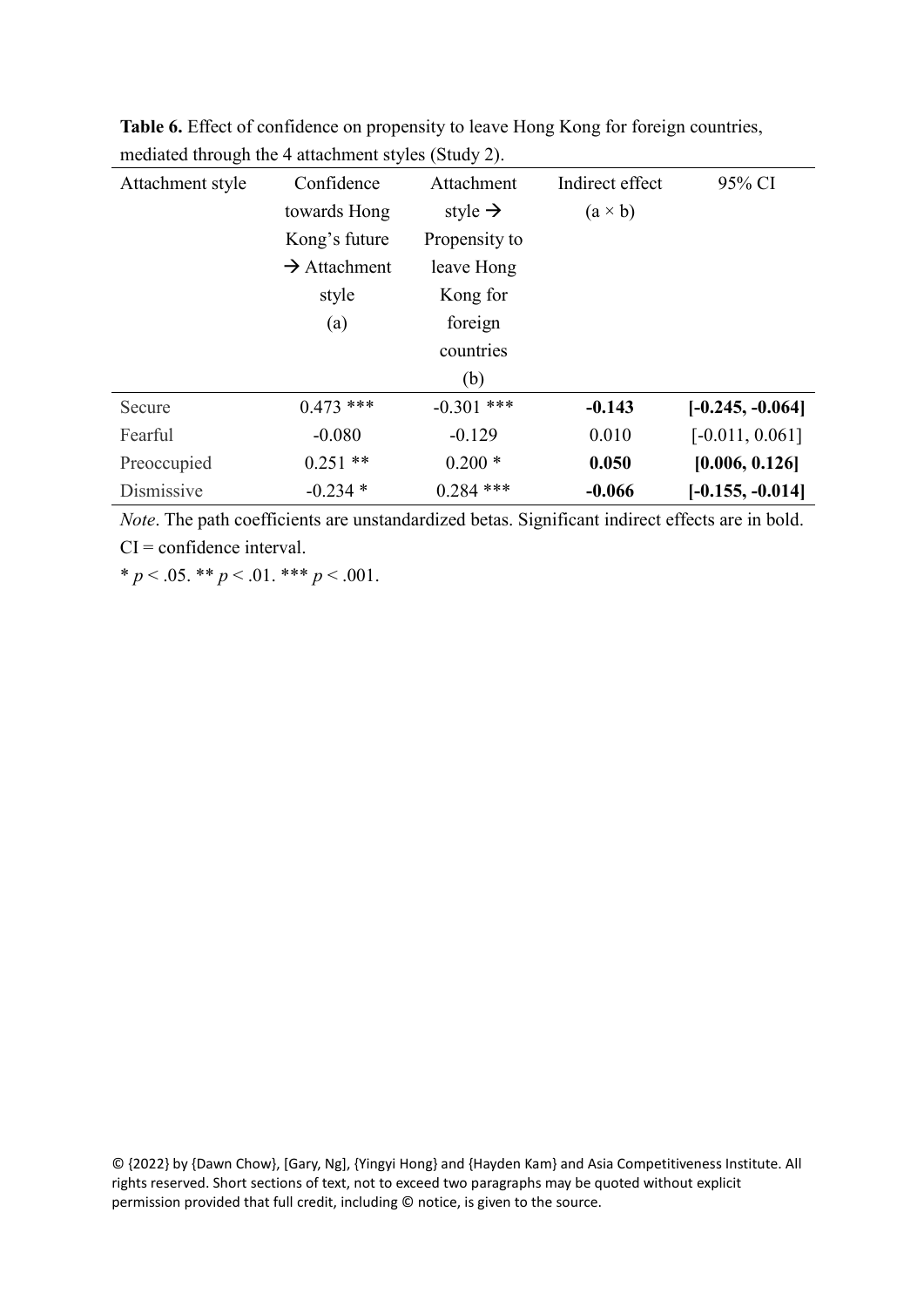**Table 6.** Effect of confidence on propensity to leave Hong Kong for foreign countries, mediated through the 4 attachment styles (Study 2).

| Attachment style | Confidence towards Hong Kong's future → Attachment style (a) | Attachment style → Propensity to leave Hong Kong for foreign countries (b) | Indirect effect (a × b) | 95% CI |
|---|---|---|---|---|
| Secure | 0.473 *** | -0.301 *** | **-0.143** | **[-0.245, -0.064]** |
| Fearful | -0.080 | -0.129 | 0.010 | [-0.011, 0.061] |
| Preoccupied | 0.251 ** | 0.200 * | **0.050** | **[0.006, 0.126]** |
| Dismissive | -0.234 * | 0.284 *** | **-0.066** | **[-0.155, -0.014]** |

*Note*. The path coefficients are unstandardized betas. Significant indirect effects are in bold. CI = confidence interval.

* $p < .05$. ** $p < .01$. *** $p < .001$.

© {2022} by {Dawn Chow}, [Gary, Ng], {Yingyi Hong} and {Hayden Kam} and Asia Competitiveness Institute. All rights reserved. Short sections of text, not to exceed two paragraphs may be quoted without explicit permission provided that full credit, including © notice, is given to the source.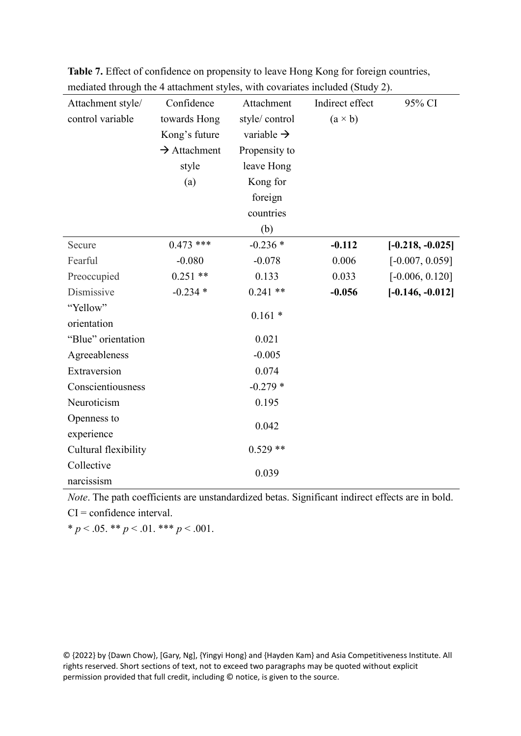**Table 7.** Effect of confidence on propensity to leave Hong Kong for foreign countries, mediated through the 4 attachment styles, with covariates included (Study 2).

| Attachment style/ control variable | Confidence towards Hong Kong's future → Attachment style (a) | Attachment style/ control variable → Propensity to leave Hong Kong for foreign countries (b) | Indirect effect (a × b) | 95% CI |
|---|---|---|---|---|
| Secure | 0.473 *** | -0.236 * | **-0.112** | **[-0.218, -0.025]** |
| Fearful | -0.080 | -0.078 | 0.006 | [-0.007, 0.059] |
| Preoccupied | 0.251 ** | 0.133 | 0.033 | [-0.006, 0.120] |
| Dismissive | -0.234 * | 0.241 ** | **-0.056** | **[-0.146, -0.012]** |
| "Yellow" orientation | | 0.161 * | | |
| "Blue" orientation | | 0.021 | | |
| Agreeableness | | -0.005 | | |
| Extraversion | | 0.074 | | |
| Conscientiousness | | -0.279 * | | |
| Neuroticism | | 0.195 | | |
| Openness to experience | | 0.042 | | |
| Cultural flexibility | | 0.529 ** | | |
| Collective narcissism | | 0.039 | | |

*Note*. The path coefficients are unstandardized betas. Significant indirect effects are in bold. CI = confidence interval.

\* $p < .05$. \*\* $p < .01$. \*\*\* $p < .001$.

© {2022} by {Dawn Chow}, [Gary, Ng], {Yingyi Hong} and {Hayden Kam} and Asia Competitiveness Institute. All rights reserved. Short sections of text, not to exceed two paragraphs may be quoted without explicit permission provided that full credit, including © notice, is given to the source.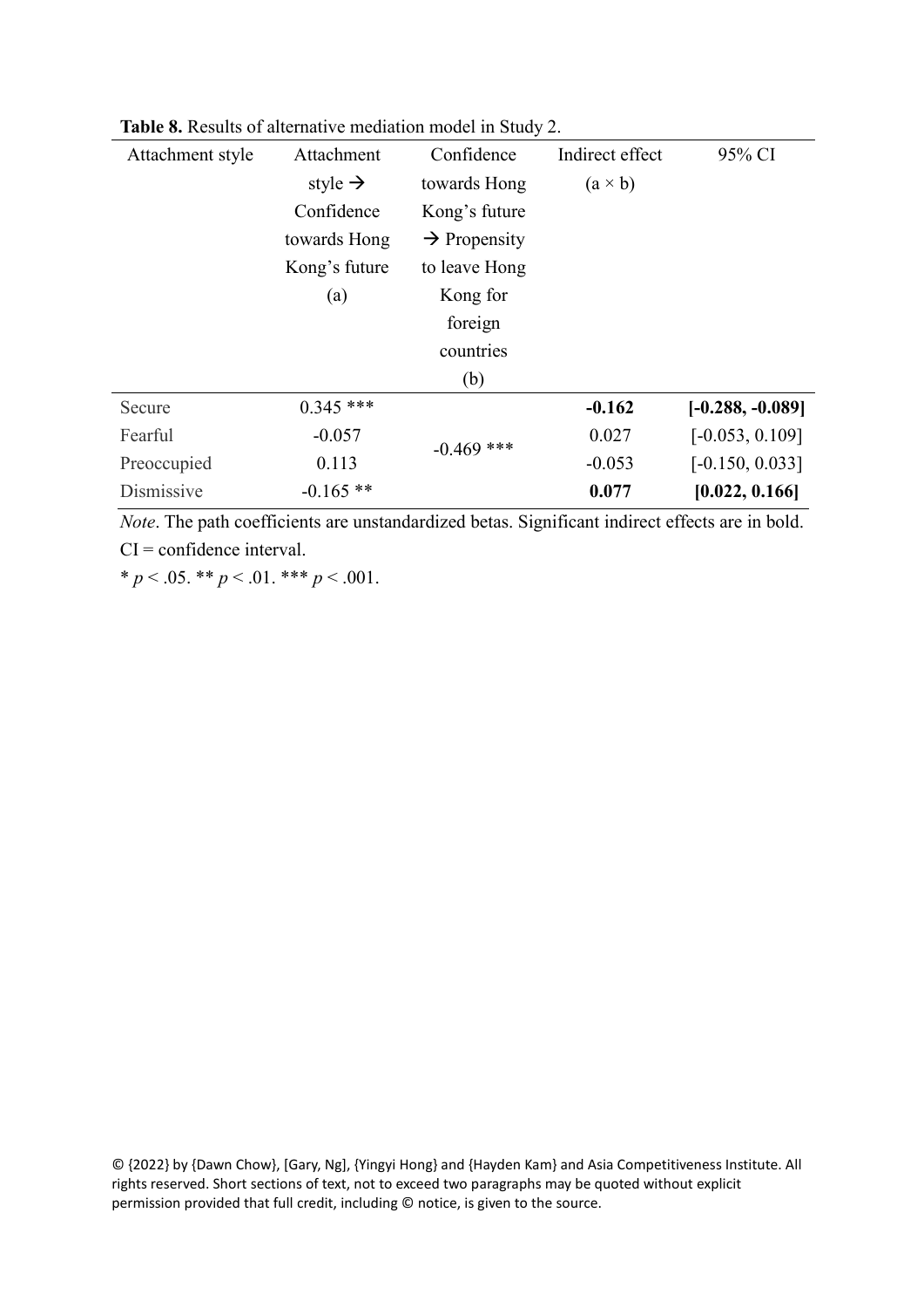**Table 8.** Results of alternative mediation model in Study 2.

| Attachment style | Attachment style → Confidence towards Hong Kong's future (a) | Confidence towards Hong Kong's future → Propensity to leave Hong Kong for foreign countries (b) | Indirect effect (a × b) | 95% CI |
|---|---|---|---|---|
| Secure | 0.345 *** | -0.469 *** | **-0.162** | **[-0.288, -0.089]** |
| Fearful | -0.057 | | 0.027 | [-0.053, 0.109] |
| Preoccupied | 0.113 | | -0.053 | [-0.150, 0.033] |
| Dismissive | -0.165 ** | | **0.077** | **[0.022, 0.166]** |

*Note*. The path coefficients are unstandardized betas. Significant indirect effects are in bold. CI = confidence interval.

* $p < .05$. ** $p < .01$. *** $p < .001$.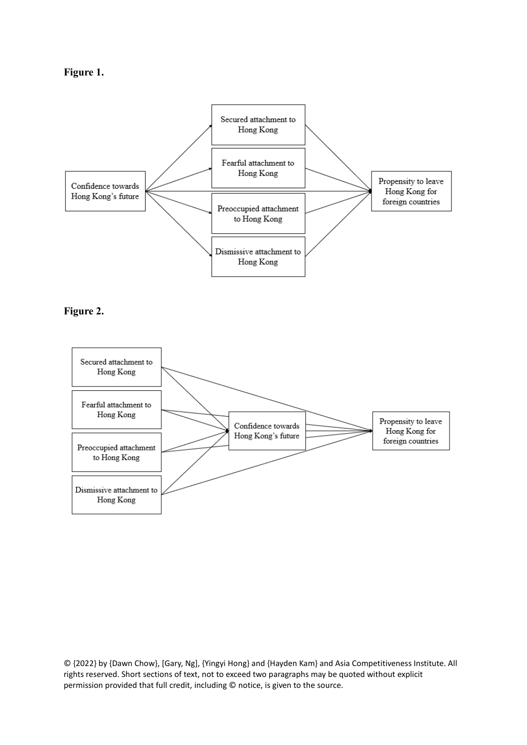**Figure 1.**

Secured attachment to Hong Kong

Fearful attachment to Hong Kong

Confidence towards Hong Kong's future

Propensity to leave Hong Kong for foreign countries

Preoccupied attachment to Hong Kong

Dismissive attachment to Hong Kong

**Figure 2.**

Secured attachment to Hong Kong

Fearful attachment to Hong Kong

Confidence towards Hong Kong's future

Propensity to leave Hong Kong for foreign countries

Preoccupied attachment to Hong Kong

Dismissive attachment to Hong Kong

© {2022} by {Dawn Chow}, [Gary, Ng], {Yingyi Hong} and {Hayden Kam} and Asia Competitiveness Institute. All rights reserved. Short sections of text, not to exceed two paragraphs may be quoted without explicit permission provided that full credit, including © notice, is given to the source.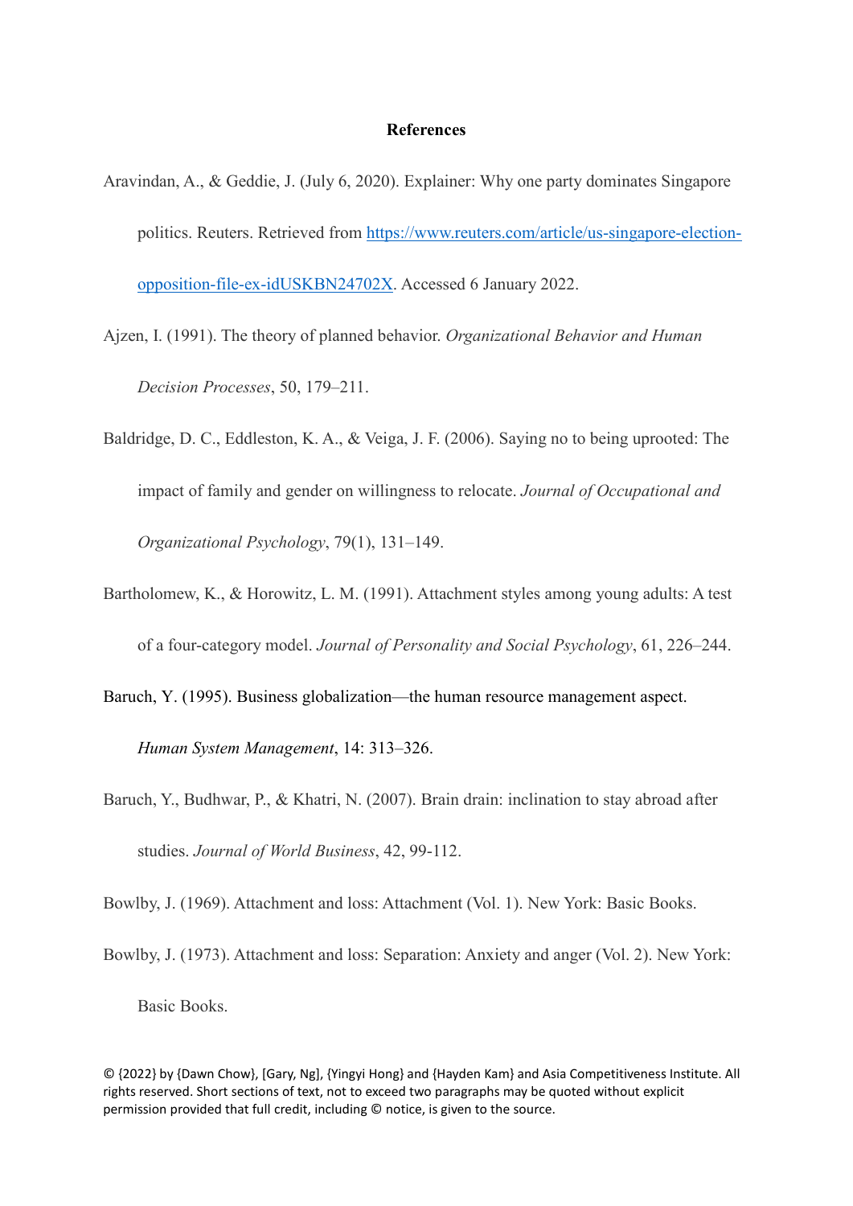# References

Aravindan, A., & Geddie, J. (July 6, 2020). Explainer: Why one party dominates Singapore politics. Reuters. Retrieved from [https://www.reuters.com/article/us-singapore-election-opposition-file-ex-idUSKBN24702X](https://www.reuters.com/article/us-singapore-election-opposition-file-ex-idUSKBN24702X). Accessed 6 January 2022.

Ajzen, I. (1991). The theory of planned behavior. *Organizational Behavior and Human Decision Processes*, 50, 179–211.

Baldridge, D. C., Eddleston, K. A., & Veiga, J. F. (2006). Saying no to being uprooted: The impact of family and gender on willingness to relocate. *Journal of Occupational and Organizational Psychology*, 79(1), 131–149.

Bartholomew, K., & Horowitz, L. M. (1991). Attachment styles among young adults: A test of a four-category model. *Journal of Personality and Social Psychology*, 61, 226–244.

Baruch, Y. (1995). Business globalization—the human resource management aspect. *Human System Management*, 14: 313–326.

Baruch, Y., Budhwar, P., & Khatri, N. (2007). Brain drain: inclination to stay abroad after studies. *Journal of World Business*, 42, 99-112.

Bowlby, J. (1969). Attachment and loss: Attachment (Vol. 1). New York: Basic Books.

Bowlby, J. (1973). Attachment and loss: Separation: Anxiety and anger (Vol. 2). New York: Basic Books.

© {2022} by {Dawn Chow}, [Gary, Ng], {Yingyi Hong} and {Hayden Kam} and Asia Competitiveness Institute. All rights reserved. Short sections of text, not to exceed two paragraphs may be quoted without explicit permission provided that full credit, including © notice, is given to the source.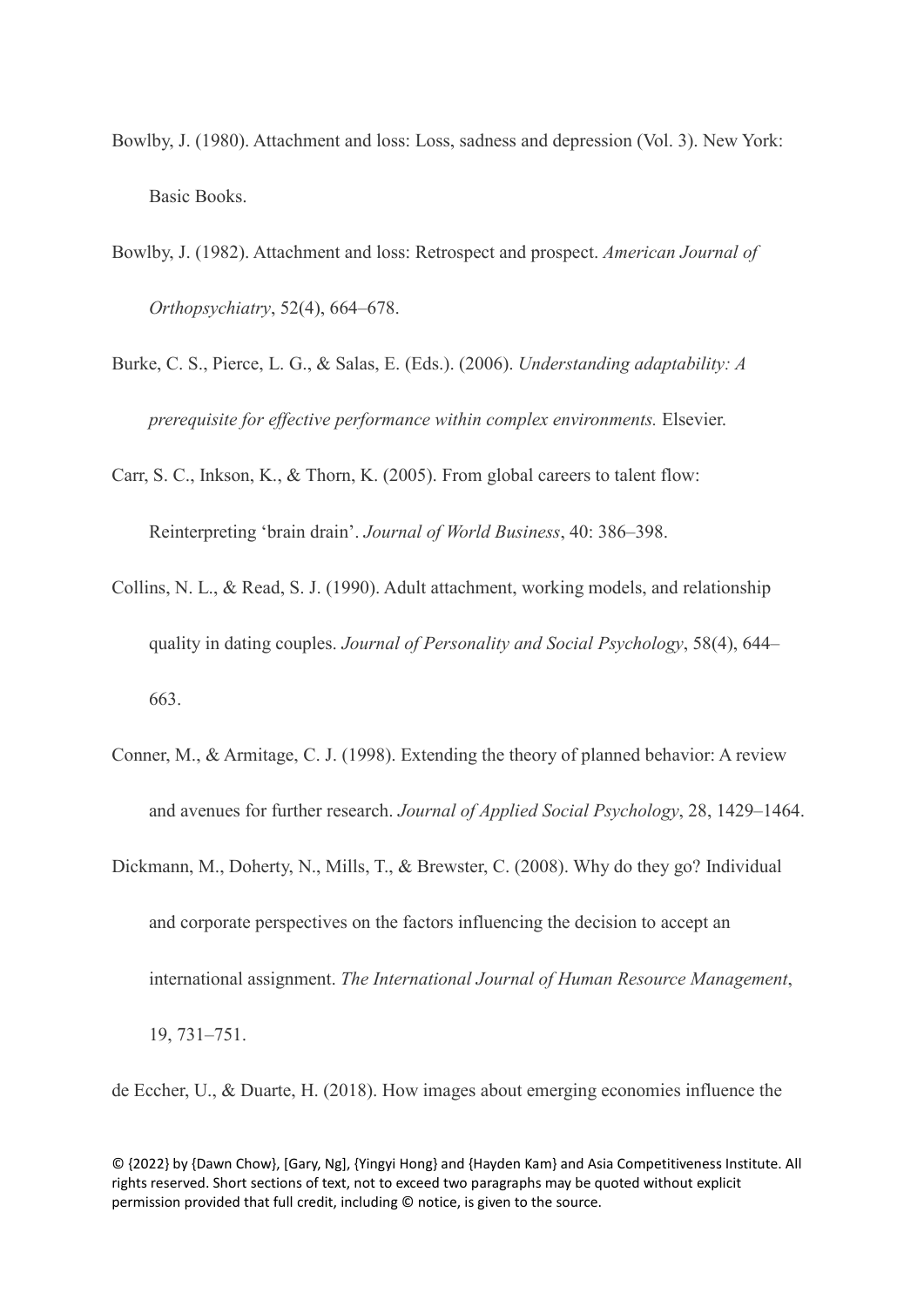Bowlby, J. (1980). Attachment and loss: Loss, sadness and depression (Vol. 3). New York: Basic Books.

Bowlby, J. (1982). Attachment and loss: Retrospect and prospect. *American Journal of Orthopsychiatry*, 52(4), 664–678.

Burke, C. S., Pierce, L. G., & Salas, E. (Eds.). (2006). *Understanding adaptability: A prerequisite for effective performance within complex environments.* Elsevier.

Carr, S. C., Inkson, K., & Thorn, K. (2005). From global careers to talent flow: Reinterpreting 'brain drain'. *Journal of World Business*, 40: 386–398.

Collins, N. L., & Read, S. J. (1990). Adult attachment, working models, and relationship quality in dating couples. *Journal of Personality and Social Psychology*, 58(4), 644–663.

Conner, M., & Armitage, C. J. (1998). Extending the theory of planned behavior: A review and avenues for further research. *Journal of Applied Social Psychology*, 28, 1429–1464.

Dickmann, M., Doherty, N., Mills, T., & Brewster, C. (2008). Why do they go? Individual and corporate perspectives on the factors influencing the decision to accept an international assignment. *The International Journal of Human Resource Management*, 19, 731–751.

de Eccher, U., & Duarte, H. (2018). How images about emerging economies influence the

© {2022} by {Dawn Chow}, [Gary, Ng], {Yingyi Hong} and {Hayden Kam} and Asia Competitiveness Institute. All rights reserved. Short sections of text, not to exceed two paragraphs may be quoted without explicit permission provided that full credit, including © notice, is given to the source.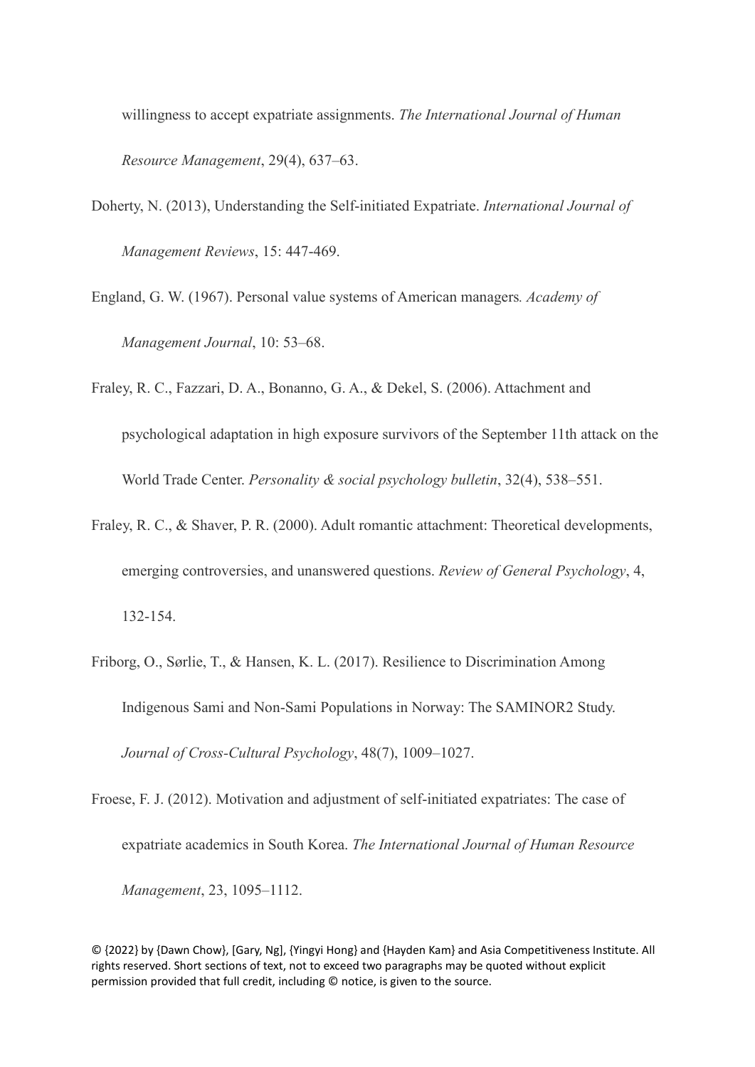willingness to accept expatriate assignments. *The International Journal of Human Resource Management*, 29(4), 637–63.

Doherty, N. (2013), Understanding the Self-initiated Expatriate. *International Journal of Management Reviews*, 15: 447-469.

England, G. W. (1967). Personal value systems of American managers*. Academy of Management Journal*, 10: 53–68.

Fraley, R. C., Fazzari, D. A., Bonanno, G. A., & Dekel, S. (2006). Attachment and psychological adaptation in high exposure survivors of the September 11th attack on the World Trade Center. *Personality & social psychology bulletin*, 32(4), 538–551.

Fraley, R. C., & Shaver, P. R. (2000). Adult romantic attachment: Theoretical developments, emerging controversies, and unanswered questions. *Review of General Psychology*, 4, 132-154.

Friborg, O., Sørlie, T., & Hansen, K. L. (2017). Resilience to Discrimination Among Indigenous Sami and Non-Sami Populations in Norway: The SAMINOR2 Study. *Journal of Cross-Cultural Psychology*, 48(7), 1009–1027.

Froese, F. J. (2012). Motivation and adjustment of self-initiated expatriates: The case of expatriate academics in South Korea. *The International Journal of Human Resource Management*, 23, 1095–1112.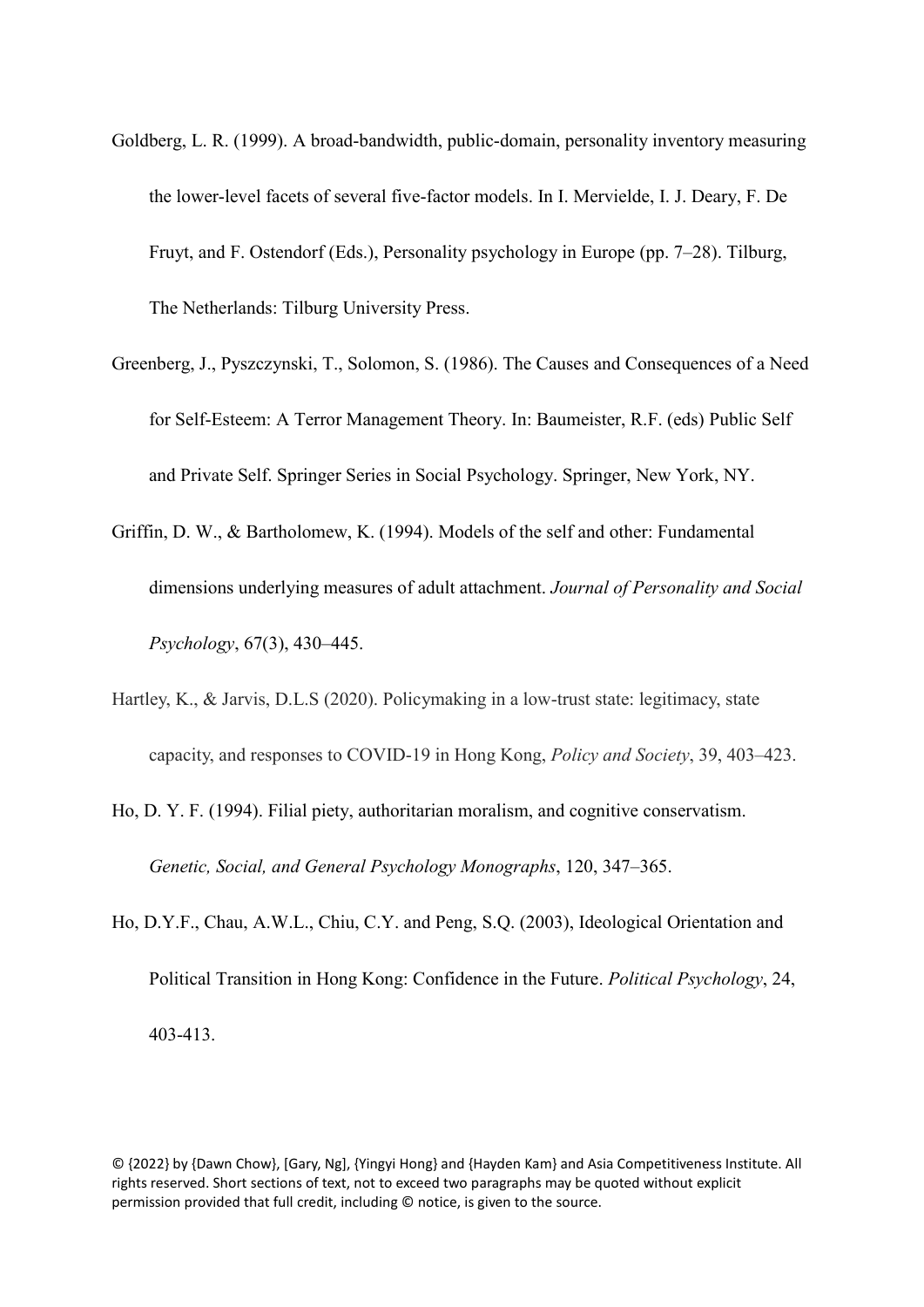Goldberg, L. R. (1999). A broad-bandwidth, public-domain, personality inventory measuring the lower-level facets of several five-factor models. In I. Mervielde, I. J. Deary, F. De Fruyt, and F. Ostendorf (Eds.), Personality psychology in Europe (pp. 7–28). Tilburg, The Netherlands: Tilburg University Press.

Greenberg, J., Pyszczynski, T., Solomon, S. (1986). The Causes and Consequences of a Need for Self-Esteem: A Terror Management Theory. In: Baumeister, R.F. (eds) Public Self and Private Self. Springer Series in Social Psychology. Springer, New York, NY.

Griffin, D. W., & Bartholomew, K. (1994). Models of the self and other: Fundamental dimensions underlying measures of adult attachment. *Journal of Personality and Social Psychology*, 67(3), 430–445.

Hartley, K., & Jarvis, D.L.S (2020). Policymaking in a low-trust state: legitimacy, state capacity, and responses to COVID-19 in Hong Kong, *Policy and Society*, 39, 403–423.

Ho, D. Y. F. (1994). Filial piety, authoritarian moralism, and cognitive conservatism. *Genetic, Social, and General Psychology Monographs*, 120, 347–365.

Ho, D.Y.F., Chau, A.W.L., Chiu, C.Y. and Peng, S.Q. (2003), Ideological Orientation and Political Transition in Hong Kong: Confidence in the Future. *Political Psychology*, 24, 403-413.

© {2022} by {Dawn Chow}, [Gary, Ng], {Yingyi Hong} and {Hayden Kam} and Asia Competitiveness Institute. All rights reserved. Short sections of text, not to exceed two paragraphs may be quoted without explicit permission provided that full credit, including © notice, is given to the source.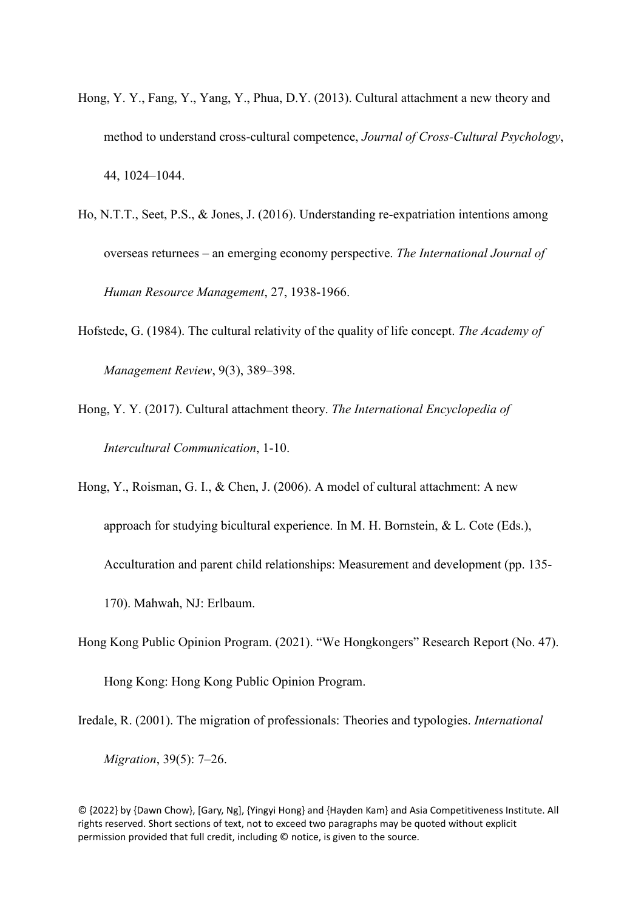Hong, Y. Y., Fang, Y., Yang, Y., Phua, D.Y. (2013). Cultural attachment a new theory and method to understand cross-cultural competence, *Journal of Cross-Cultural Psychology*, 44, 1024–1044.

Ho, N.T.T., Seet, P.S., & Jones, J. (2016). Understanding re-expatriation intentions among overseas returnees – an emerging economy perspective. *The International Journal of Human Resource Management*, 27, 1938-1966.

Hofstede, G. (1984). The cultural relativity of the quality of life concept. *The Academy of Management Review*, 9(3), 389–398.

Hong, Y. Y. (2017). Cultural attachment theory. *The International Encyclopedia of Intercultural Communication*, 1-10.

Hong, Y., Roisman, G. I., & Chen, J. (2006). A model of cultural attachment: A new approach for studying bicultural experience. In M. H. Bornstein, & L. Cote (Eds.), Acculturation and parent child relationships: Measurement and development (pp. 135-170). Mahwah, NJ: Erlbaum.

Hong Kong Public Opinion Program. (2021). "We Hongkongers" Research Report (No. 47). Hong Kong: Hong Kong Public Opinion Program.

Iredale, R. (2001). The migration of professionals: Theories and typologies. *International Migration*, 39(5): 7–26.

© {2022} by {Dawn Chow}, [Gary, Ng], {Yingyi Hong} and {Hayden Kam} and Asia Competitiveness Institute. All rights reserved. Short sections of text, not to exceed two paragraphs may be quoted without explicit permission provided that full credit, including © notice, is given to the source.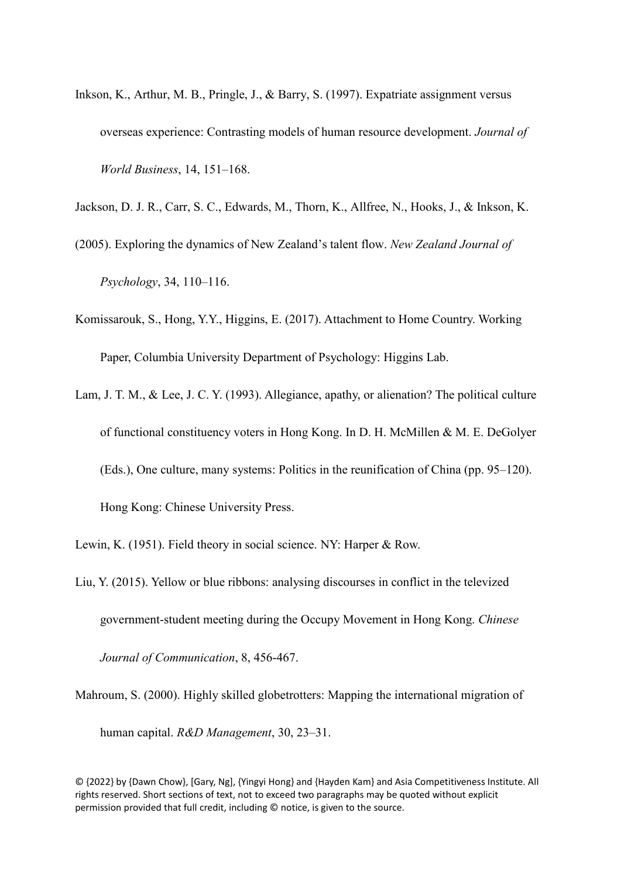Inkson, K., Arthur, M. B., Pringle, J., & Barry, S. (1997). Expatriate assignment versus overseas experience: Contrasting models of human resource development. *Journal of World Business*, 14, 151–168.

Jackson, D. J. R., Carr, S. C., Edwards, M., Thorn, K., Allfree, N., Hooks, J., & Inkson, K. (2005). Exploring the dynamics of New Zealand's talent flow. *New Zealand Journal of Psychology*, 34, 110–116.

Komissarouk, S., Hong, Y.Y., Higgins, E. (2017). Attachment to Home Country. Working Paper, Columbia University Department of Psychology: Higgins Lab.

Lam, J. T. M., & Lee, J. C. Y. (1993). Allegiance, apathy, or alienation? The political culture of functional constituency voters in Hong Kong. In D. H. McMillen & M. E. DeGolyer (Eds.), One culture, many systems: Politics in the reunification of China (pp. 95–120). Hong Kong: Chinese University Press.

Lewin, K. (1951). Field theory in social science. NY: Harper & Row.

Liu, Y. (2015). Yellow or blue ribbons: analysing discourses in conflict in the televized government-student meeting during the Occupy Movement in Hong Kong. *Chinese Journal of Communication*, 8, 456-467.

Mahroum, S. (2000). Highly skilled globetrotters: Mapping the international migration of human capital. *R&D Management*, 30, 23–31.

© {2022} by {Dawn Chow}, [Gary, Ng], {Yingyi Hong} and {Hayden Kam} and Asia Competitiveness Institute. All rights reserved. Short sections of text, not to exceed two paragraphs may be quoted without explicit permission provided that full credit, including © notice, is given to the source.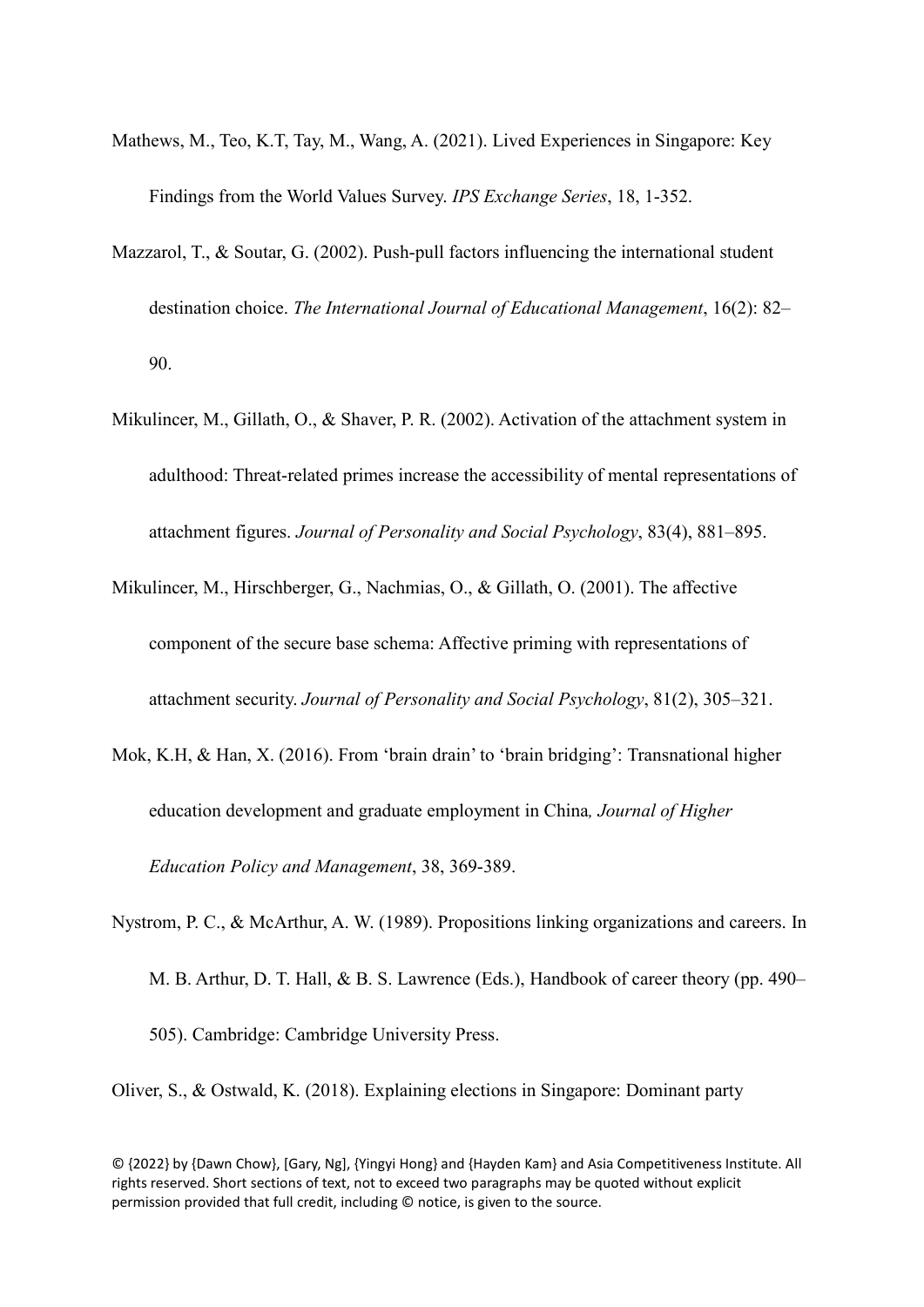Mathews, M., Teo, K.T, Tay, M., Wang, A. (2021). Lived Experiences in Singapore: Key Findings from the World Values Survey. *IPS Exchange Series*, 18, 1-352.

Mazzarol, T., & Soutar, G. (2002). Push-pull factors influencing the international student destination choice. *The International Journal of Educational Management*, 16(2): 82–90.

Mikulincer, M., Gillath, O., & Shaver, P. R. (2002). Activation of the attachment system in adulthood: Threat-related primes increase the accessibility of mental representations of attachment figures. *Journal of Personality and Social Psychology*, 83(4), 881–895.

Mikulincer, M., Hirschberger, G., Nachmias, O., & Gillath, O. (2001). The affective component of the secure base schema: Affective priming with representations of attachment security. *Journal of Personality and Social Psychology*, 81(2), 305–321.

Mok, K.H, & Han, X. (2016). From 'brain drain' to 'brain bridging': Transnational higher education development and graduate employment in China*, Journal of Higher Education Policy and Management*, 38, 369-389.

Nystrom, P. C., & McArthur, A. W. (1989). Propositions linking organizations and careers. In M. B. Arthur, D. T. Hall, & B. S. Lawrence (Eds.), Handbook of career theory (pp. 490–505). Cambridge: Cambridge University Press.

Oliver, S., & Ostwald, K. (2018). Explaining elections in Singapore: Dominant party

© {2022} by {Dawn Chow}, [Gary, Ng], {Yingyi Hong} and {Hayden Kam} and Asia Competitiveness Institute. All rights reserved. Short sections of text, not to exceed two paragraphs may be quoted without explicit permission provided that full credit, including © notice, is given to the source.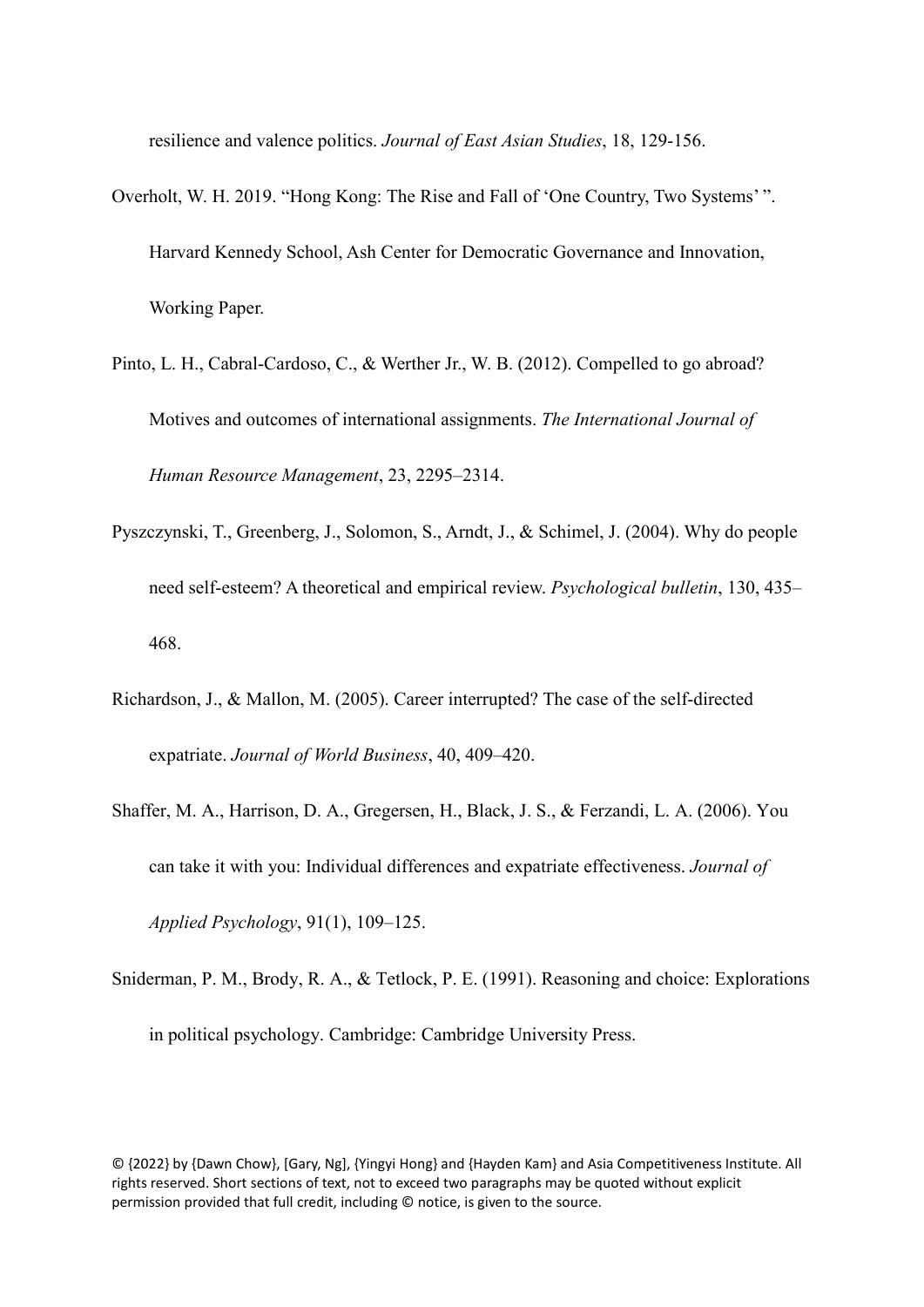resilience and valence politics. *Journal of East Asian Studies*, 18, 129-156.

Overholt, W. H. 2019. "Hong Kong: The Rise and Fall of 'One Country, Two Systems' ". Harvard Kennedy School, Ash Center for Democratic Governance and Innovation, Working Paper.

Pinto, L. H., Cabral-Cardoso, C., & Werther Jr., W. B. (2012). Compelled to go abroad? Motives and outcomes of international assignments. *The International Journal of Human Resource Management*, 23, 2295–2314.

Pyszczynski, T., Greenberg, J., Solomon, S., Arndt, J., & Schimel, J. (2004). Why do people need self-esteem? A theoretical and empirical review. *Psychological bulletin*, 130, 435–468.

Richardson, J., & Mallon, M. (2005). Career interrupted? The case of the self-directed expatriate. *Journal of World Business*, 40, 409–420.

Shaffer, M. A., Harrison, D. A., Gregersen, H., Black, J. S., & Ferzandi, L. A. (2006). You can take it with you: Individual differences and expatriate effectiveness. *Journal of Applied Psychology*, 91(1), 109–125.

Sniderman, P. M., Brody, R. A., & Tetlock, P. E. (1991). Reasoning and choice: Explorations in political psychology. Cambridge: Cambridge University Press.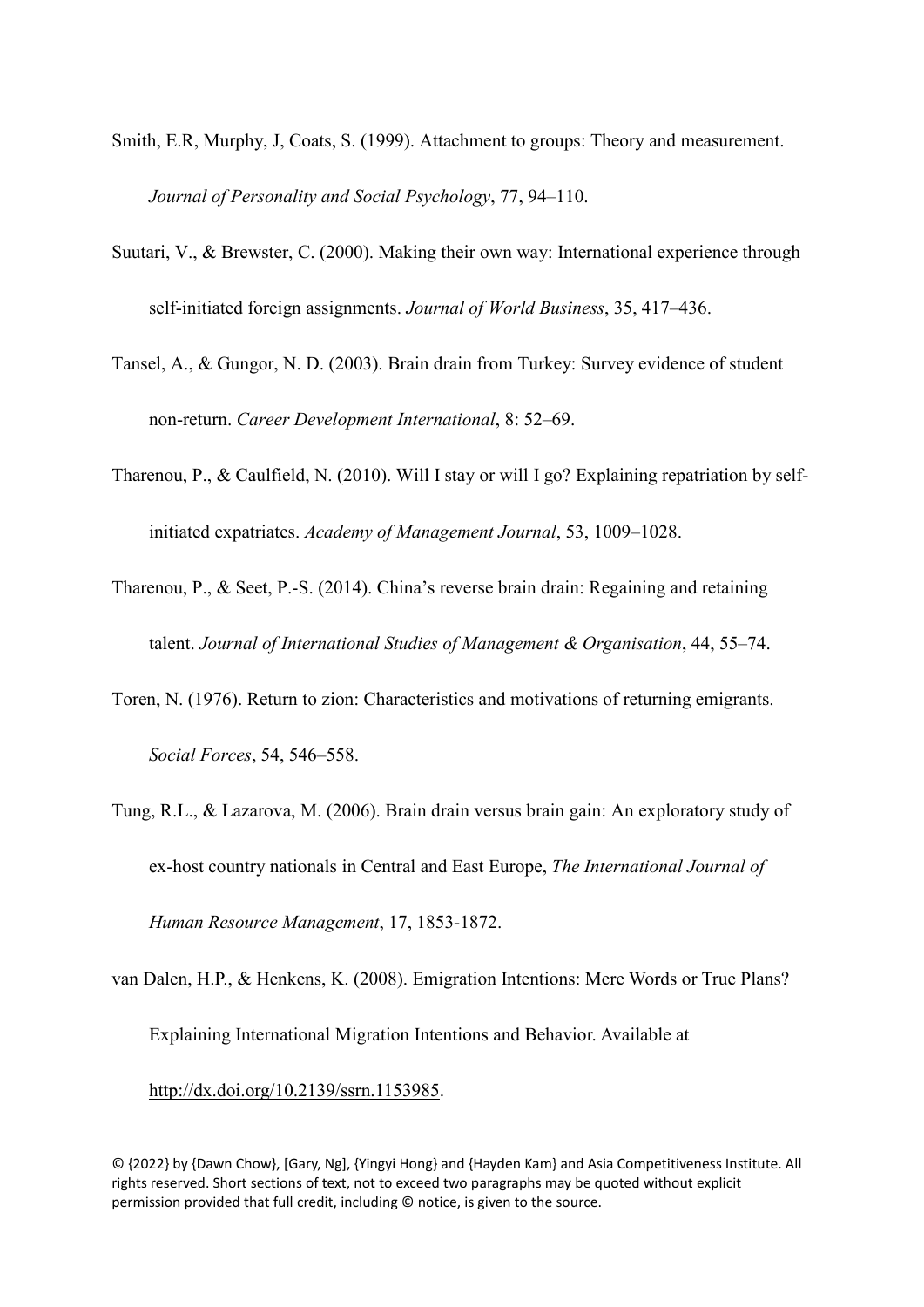Smith, E.R, Murphy, J, Coats, S. (1999). Attachment to groups: Theory and measurement. *Journal of Personality and Social Psychology*, 77, 94–110.

Suutari, V., & Brewster, C. (2000). Making their own way: International experience through self-initiated foreign assignments. *Journal of World Business*, 35, 417–436.

Tansel, A., & Gungor, N. D. (2003). Brain drain from Turkey: Survey evidence of student non-return. *Career Development International*, 8: 52–69.

Tharenou, P., & Caulfield, N. (2010). Will I stay or will I go? Explaining repatriation by self-initiated expatriates. *Academy of Management Journal*, 53, 1009–1028.

Tharenou, P., & Seet, P.-S. (2014). China's reverse brain drain: Regaining and retaining talent. *Journal of International Studies of Management & Organisation*, 44, 55–74.

Toren, N. (1976). Return to zion: Characteristics and motivations of returning emigrants. *Social Forces*, 54, 546–558.

Tung, R.L., & Lazarova, M. (2006). Brain drain versus brain gain: An exploratory study of ex-host country nationals in Central and East Europe, *The International Journal of Human Resource Management*, 17, 1853-1872.

van Dalen, H.P., & Henkens, K. (2008). Emigration Intentions: Mere Words or True Plans? Explaining International Migration Intentions and Behavior. Available at http://dx.doi.org/10.2139/ssrn.1153985.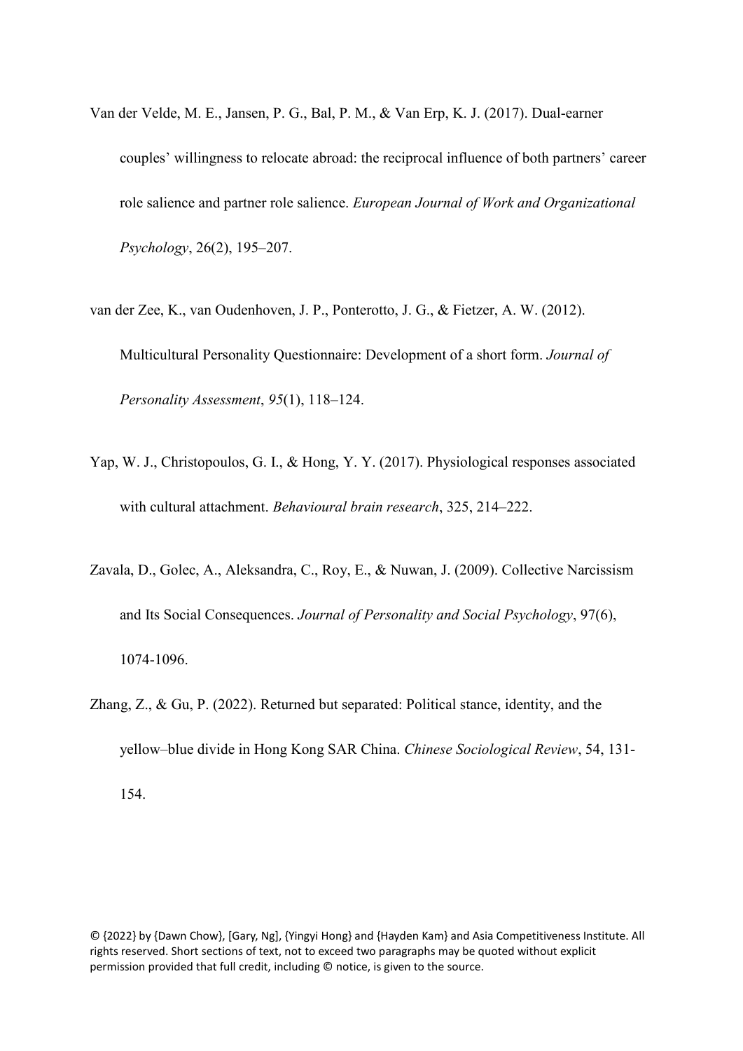Van der Velde, M. E., Jansen, P. G., Bal, P. M., & Van Erp, K. J. (2017). Dual-earner couples' willingness to relocate abroad: the reciprocal influence of both partners' career role salience and partner role salience. *European Journal of Work and Organizational Psychology*, 26(2), 195–207.

van der Zee, K., van Oudenhoven, J. P., Ponterotto, J. G., & Fietzer, A. W. (2012). Multicultural Personality Questionnaire: Development of a short form. *Journal of Personality Assessment*, *95*(1), 118–124.

Yap, W. J., Christopoulos, G. I., & Hong, Y. Y. (2017). Physiological responses associated with cultural attachment. *Behavioural brain research*, 325, 214–222.

Zavala, D., Golec, A., Aleksandra, C., Roy, E., & Nuwan, J. (2009). Collective Narcissism and Its Social Consequences. *Journal of Personality and Social Psychology*, 97(6), 1074-1096.

Zhang, Z., & Gu, P. (2022). Returned but separated: Political stance, identity, and the yellow–blue divide in Hong Kong SAR China. *Chinese Sociological Review*, 54, 131-154.

© {2022} by {Dawn Chow}, [Gary, Ng], {Yingyi Hong} and {Hayden Kam} and Asia Competitiveness Institute. All rights reserved. Short sections of text, not to exceed two paragraphs may be quoted without explicit permission provided that full credit, including © notice, is given to the source.